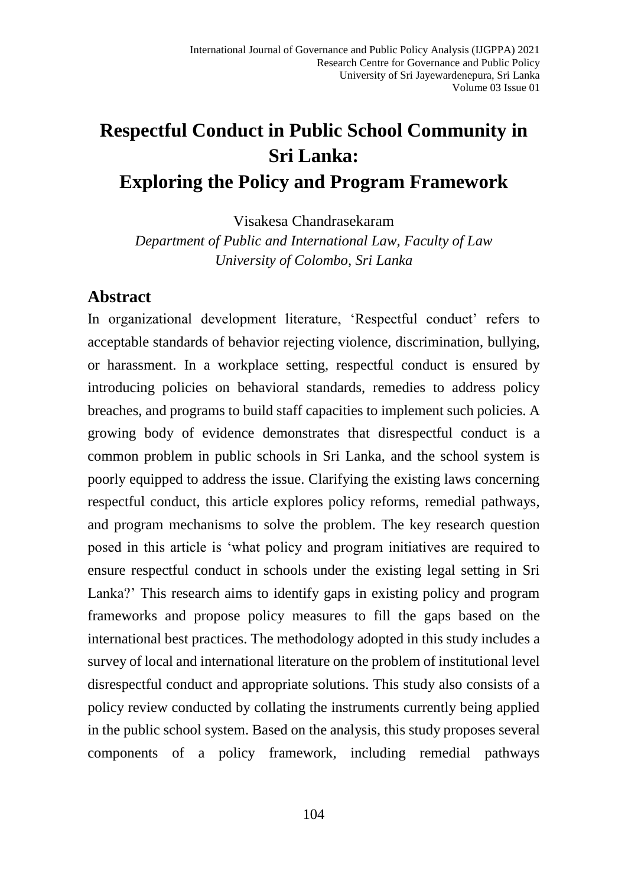# Respectful Conduct in Public School Community in Sri Lanka: Exploring the Policy and Program Framework

Visakesa Chandrasekaram

*Department of Public and International Law, Faculty of Law*
*University of Colombo, Sri Lanka*

## Abstract

In organizational development literature, 'Respectful conduct' refers to acceptable standards of behavior rejecting violence, discrimination, bullying, or harassment. In a workplace setting, respectful conduct is ensured by introducing policies on behavioral standards, remedies to address policy breaches, and programs to build staff capacities to implement such policies. A growing body of evidence demonstrates that disrespectful conduct is a common problem in public schools in Sri Lanka, and the school system is poorly equipped to address the issue. Clarifying the existing laws concerning respectful conduct, this article explores policy reforms, remedial pathways, and program mechanisms to solve the problem. The key research question posed in this article is 'what policy and program initiatives are required to ensure respectful conduct in schools under the existing legal setting in Sri Lanka?' This research aims to identify gaps in existing policy and program frameworks and propose policy measures to fill the gaps based on the international best practices. The methodology adopted in this study includes a survey of local and international literature on the problem of institutional level disrespectful conduct and appropriate solutions. This study also consists of a policy review conducted by collating the instruments currently being applied in the public school system. Based on the analysis, this study proposes several components of a policy framework, including remedial pathways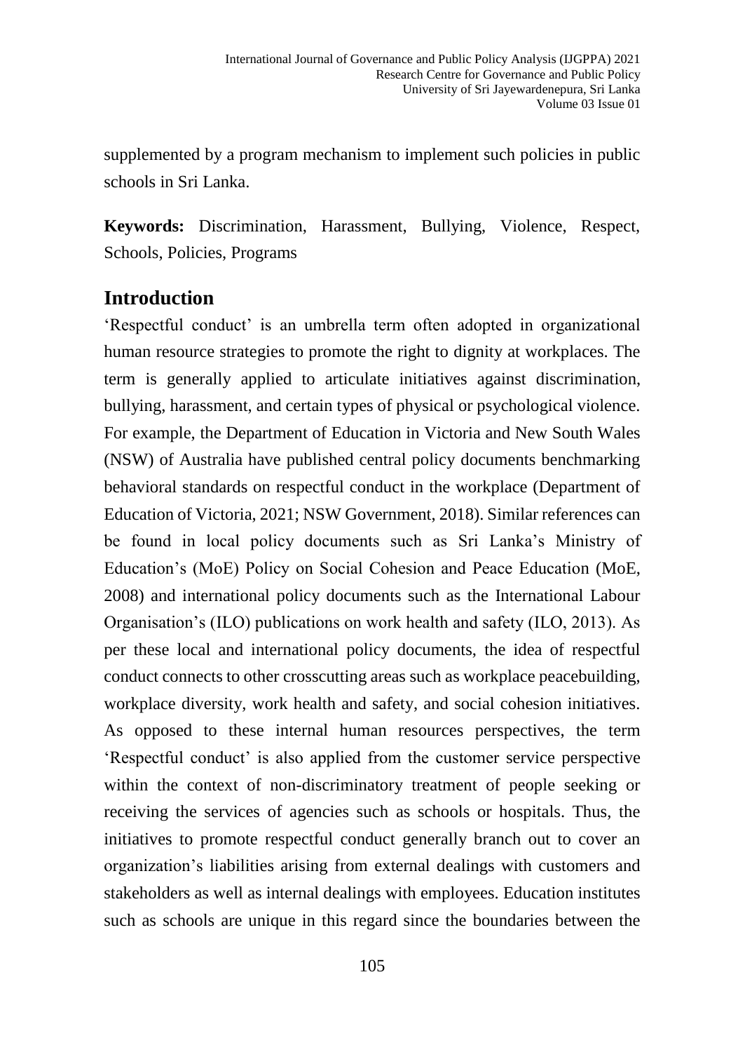supplemented by a program mechanism to implement such policies in public schools in Sri Lanka.

**Keywords:** Discrimination, Harassment, Bullying, Violence, Respect, Schools, Policies, Programs

## Introduction

'Respectful conduct' is an umbrella term often adopted in organizational human resource strategies to promote the right to dignity at workplaces. The term is generally applied to articulate initiatives against discrimination, bullying, harassment, and certain types of physical or psychological violence. For example, the Department of Education in Victoria and New South Wales (NSW) of Australia have published central policy documents benchmarking behavioral standards on respectful conduct in the workplace (Department of Education of Victoria, 2021; NSW Government, 2018). Similar references can be found in local policy documents such as Sri Lanka's Ministry of Education's (MoE) Policy on Social Cohesion and Peace Education (MoE, 2008) and international policy documents such as the International Labour Organisation's (ILO) publications on work health and safety (ILO, 2013). As per these local and international policy documents, the idea of respectful conduct connects to other crosscutting areas such as workplace peacebuilding, workplace diversity, work health and safety, and social cohesion initiatives. As opposed to these internal human resources perspectives, the term 'Respectful conduct' is also applied from the customer service perspective within the context of non-discriminatory treatment of people seeking or receiving the services of agencies such as schools or hospitals. Thus, the initiatives to promote respectful conduct generally branch out to cover an organization's liabilities arising from external dealings with customers and stakeholders as well as internal dealings with employees. Education institutes such as schools are unique in this regard since the boundaries between the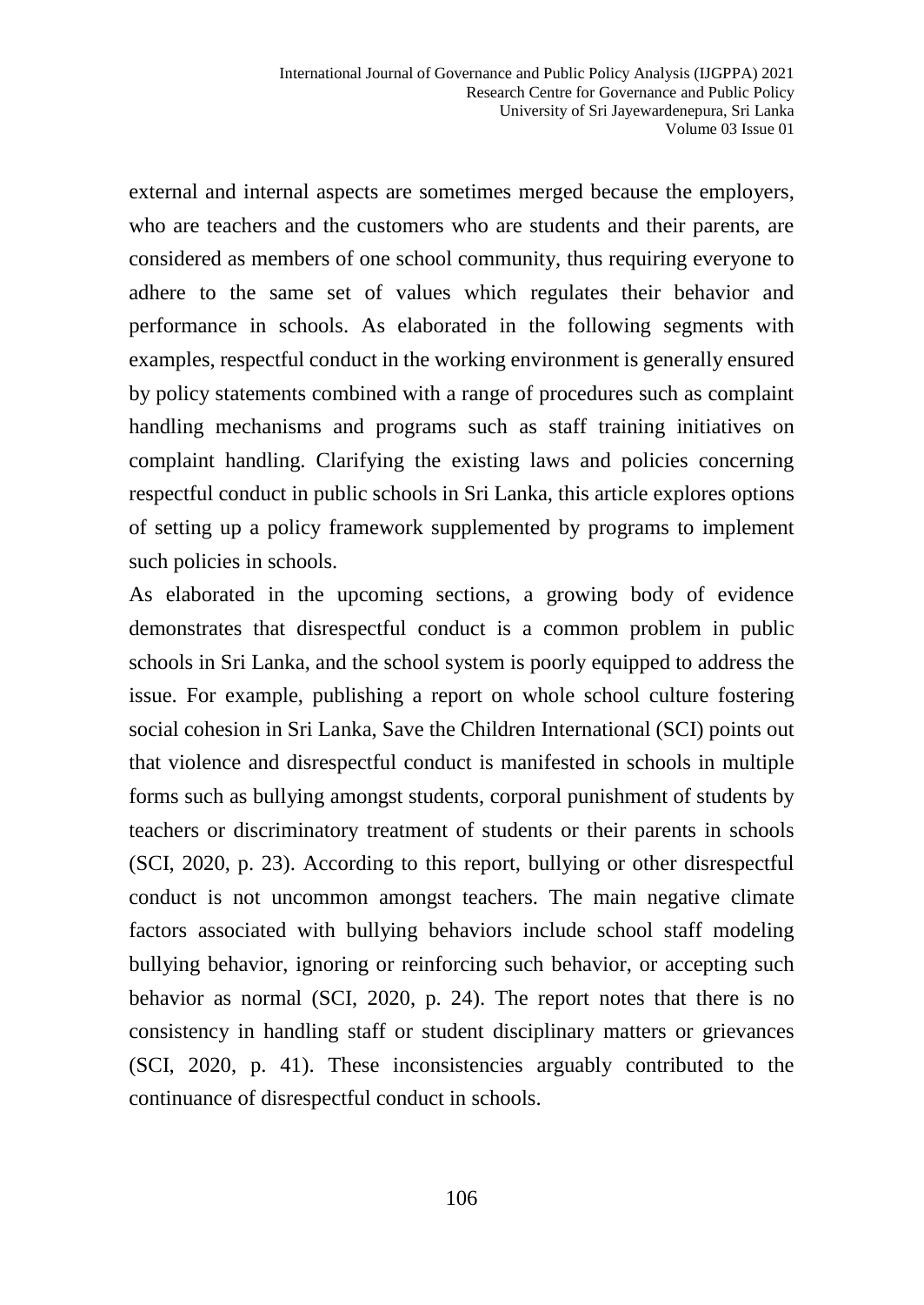external and internal aspects are sometimes merged because the employers, who are teachers and the customers who are students and their parents, are considered as members of one school community, thus requiring everyone to adhere to the same set of values which regulates their behavior and performance in schools. As elaborated in the following segments with examples, respectful conduct in the working environment is generally ensured by policy statements combined with a range of procedures such as complaint handling mechanisms and programs such as staff training initiatives on complaint handling. Clarifying the existing laws and policies concerning respectful conduct in public schools in Sri Lanka, this article explores options of setting up a policy framework supplemented by programs to implement such policies in schools.

As elaborated in the upcoming sections, a growing body of evidence demonstrates that disrespectful conduct is a common problem in public schools in Sri Lanka, and the school system is poorly equipped to address the issue. For example, publishing a report on whole school culture fostering social cohesion in Sri Lanka, Save the Children International (SCI) points out that violence and disrespectful conduct is manifested in schools in multiple forms such as bullying amongst students, corporal punishment of students by teachers or discriminatory treatment of students or their parents in schools (SCI, 2020, p. 23). According to this report, bullying or other disrespectful conduct is not uncommon amongst teachers. The main negative climate factors associated with bullying behaviors include school staff modeling bullying behavior, ignoring or reinforcing such behavior, or accepting such behavior as normal (SCI, 2020, p. 24). The report notes that there is no consistency in handling staff or student disciplinary matters or grievances (SCI, 2020, p. 41). These inconsistencies arguably contributed to the continuance of disrespectful conduct in schools.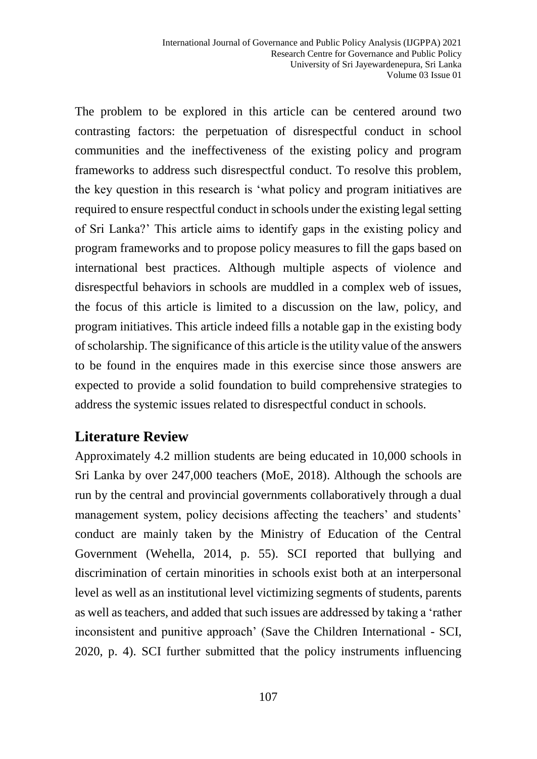The problem to be explored in this article can be centered around two contrasting factors: the perpetuation of disrespectful conduct in school communities and the ineffectiveness of the existing policy and program frameworks to address such disrespectful conduct. To resolve this problem, the key question in this research is 'what policy and program initiatives are required to ensure respectful conduct in schools under the existing legal setting of Sri Lanka?' This article aims to identify gaps in the existing policy and program frameworks and to propose policy measures to fill the gaps based on international best practices. Although multiple aspects of violence and disrespectful behaviors in schools are muddled in a complex web of issues, the focus of this article is limited to a discussion on the law, policy, and program initiatives. This article indeed fills a notable gap in the existing body of scholarship. The significance of this article is the utility value of the answers to be found in the enquires made in this exercise since those answers are expected to provide a solid foundation to build comprehensive strategies to address the systemic issues related to disrespectful conduct in schools.

## Literature Review

Approximately 4.2 million students are being educated in 10,000 schools in Sri Lanka by over 247,000 teachers (MoE, 2018). Although the schools are run by the central and provincial governments collaboratively through a dual management system, policy decisions affecting the teachers' and students' conduct are mainly taken by the Ministry of Education of the Central Government (Wehella, 2014, p. 55). SCI reported that bullying and discrimination of certain minorities in schools exist both at an interpersonal level as well as an institutional level victimizing segments of students, parents as well as teachers, and added that such issues are addressed by taking a 'rather inconsistent and punitive approach' (Save the Children International - SCI, 2020, p. 4). SCI further submitted that the policy instruments influencing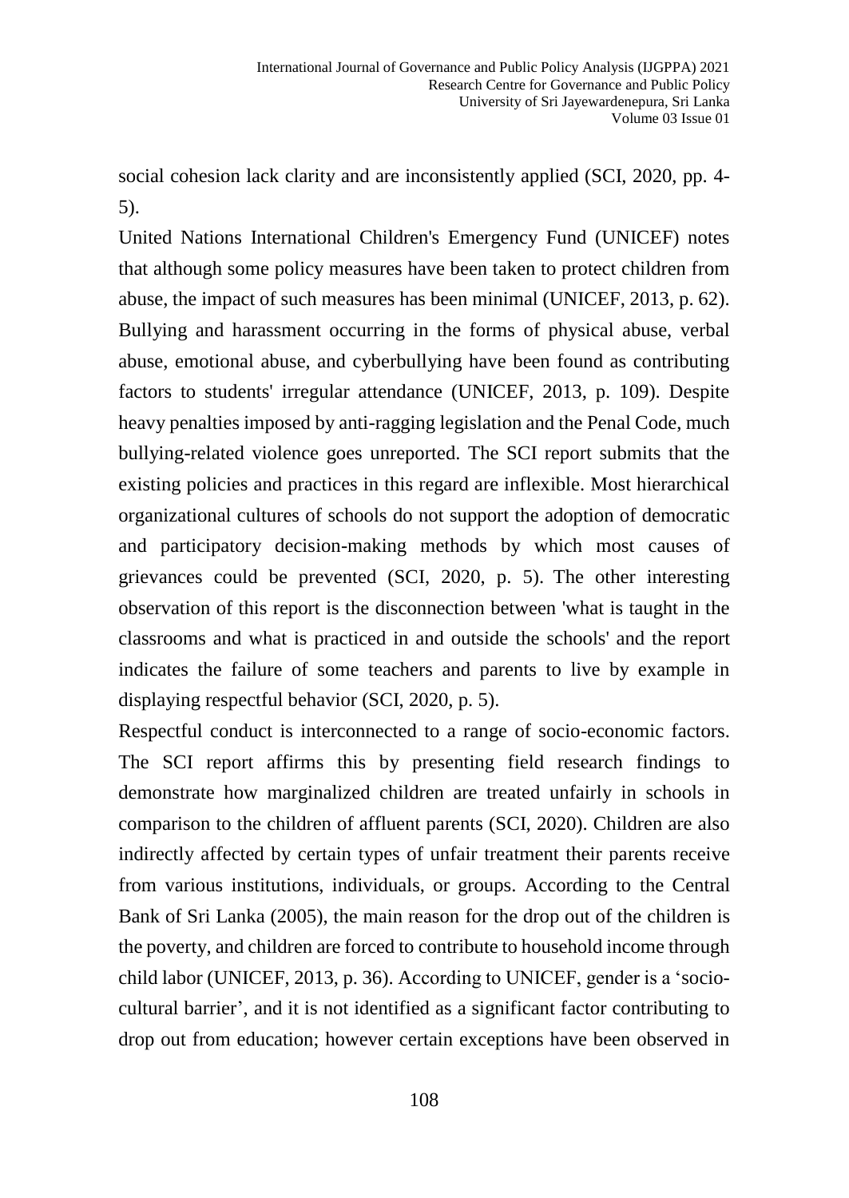social cohesion lack clarity and are inconsistently applied (SCI, 2020, pp. 4-5).

United Nations International Children's Emergency Fund (UNICEF) notes that although some policy measures have been taken to protect children from abuse, the impact of such measures has been minimal (UNICEF, 2013, p. 62). Bullying and harassment occurring in the forms of physical abuse, verbal abuse, emotional abuse, and cyberbullying have been found as contributing factors to students' irregular attendance (UNICEF, 2013, p. 109). Despite heavy penalties imposed by anti-ragging legislation and the Penal Code, much bullying-related violence goes unreported. The SCI report submits that the existing policies and practices in this regard are inflexible. Most hierarchical organizational cultures of schools do not support the adoption of democratic and participatory decision-making methods by which most causes of grievances could be prevented (SCI, 2020, p. 5). The other interesting observation of this report is the disconnection between 'what is taught in the classrooms and what is practiced in and outside the schools' and the report indicates the failure of some teachers and parents to live by example in displaying respectful behavior (SCI, 2020, p. 5).

Respectful conduct is interconnected to a range of socio-economic factors. The SCI report affirms this by presenting field research findings to demonstrate how marginalized children are treated unfairly in schools in comparison to the children of affluent parents (SCI, 2020). Children are also indirectly affected by certain types of unfair treatment their parents receive from various institutions, individuals, or groups. According to the Central Bank of Sri Lanka (2005), the main reason for the drop out of the children is the poverty, and children are forced to contribute to household income through child labor (UNICEF, 2013, p. 36). According to UNICEF, gender is a 'socio-cultural barrier', and it is not identified as a significant factor contributing to drop out from education; however certain exceptions have been observed in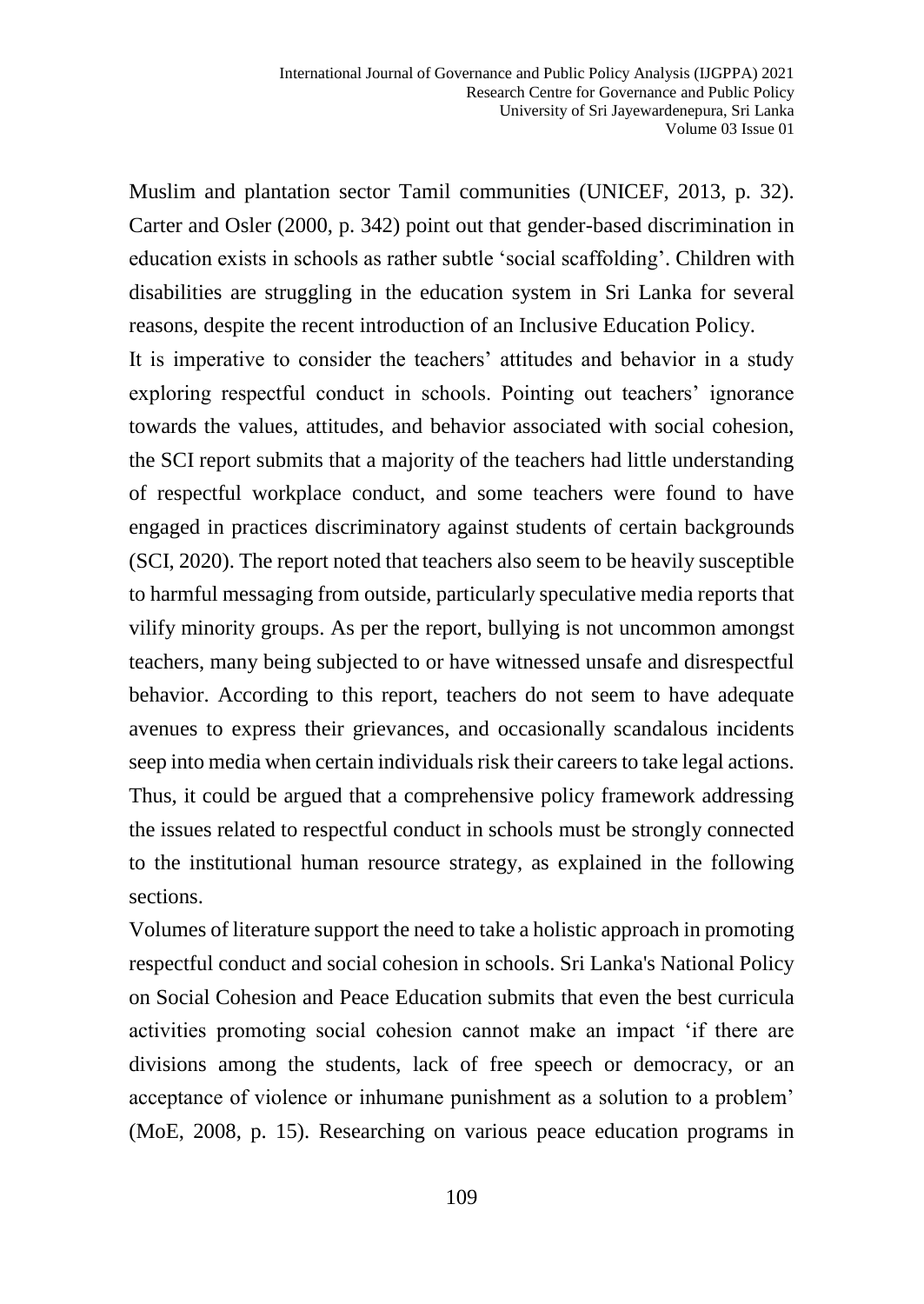Muslim and plantation sector Tamil communities (UNICEF, 2013, p. 32). Carter and Osler (2000, p. 342) point out that gender-based discrimination in education exists in schools as rather subtle 'social scaffolding'. Children with disabilities are struggling in the education system in Sri Lanka for several reasons, despite the recent introduction of an Inclusive Education Policy.

It is imperative to consider the teachers' attitudes and behavior in a study exploring respectful conduct in schools. Pointing out teachers' ignorance towards the values, attitudes, and behavior associated with social cohesion, the SCI report submits that a majority of the teachers had little understanding of respectful workplace conduct, and some teachers were found to have engaged in practices discriminatory against students of certain backgrounds (SCI, 2020). The report noted that teachers also seem to be heavily susceptible to harmful messaging from outside, particularly speculative media reports that vilify minority groups. As per the report, bullying is not uncommon amongst teachers, many being subjected to or have witnessed unsafe and disrespectful behavior. According to this report, teachers do not seem to have adequate avenues to express their grievances, and occasionally scandalous incidents seep into media when certain individuals risk their careers to take legal actions. Thus, it could be argued that a comprehensive policy framework addressing the issues related to respectful conduct in schools must be strongly connected to the institutional human resource strategy, as explained in the following sections.

Volumes of literature support the need to take a holistic approach in promoting respectful conduct and social cohesion in schools. Sri Lanka's National Policy on Social Cohesion and Peace Education submits that even the best curricula activities promoting social cohesion cannot make an impact 'if there are divisions among the students, lack of free speech or democracy, or an acceptance of violence or inhumane punishment as a solution to a problem' (MoE, 2008, p. 15). Researching on various peace education programs in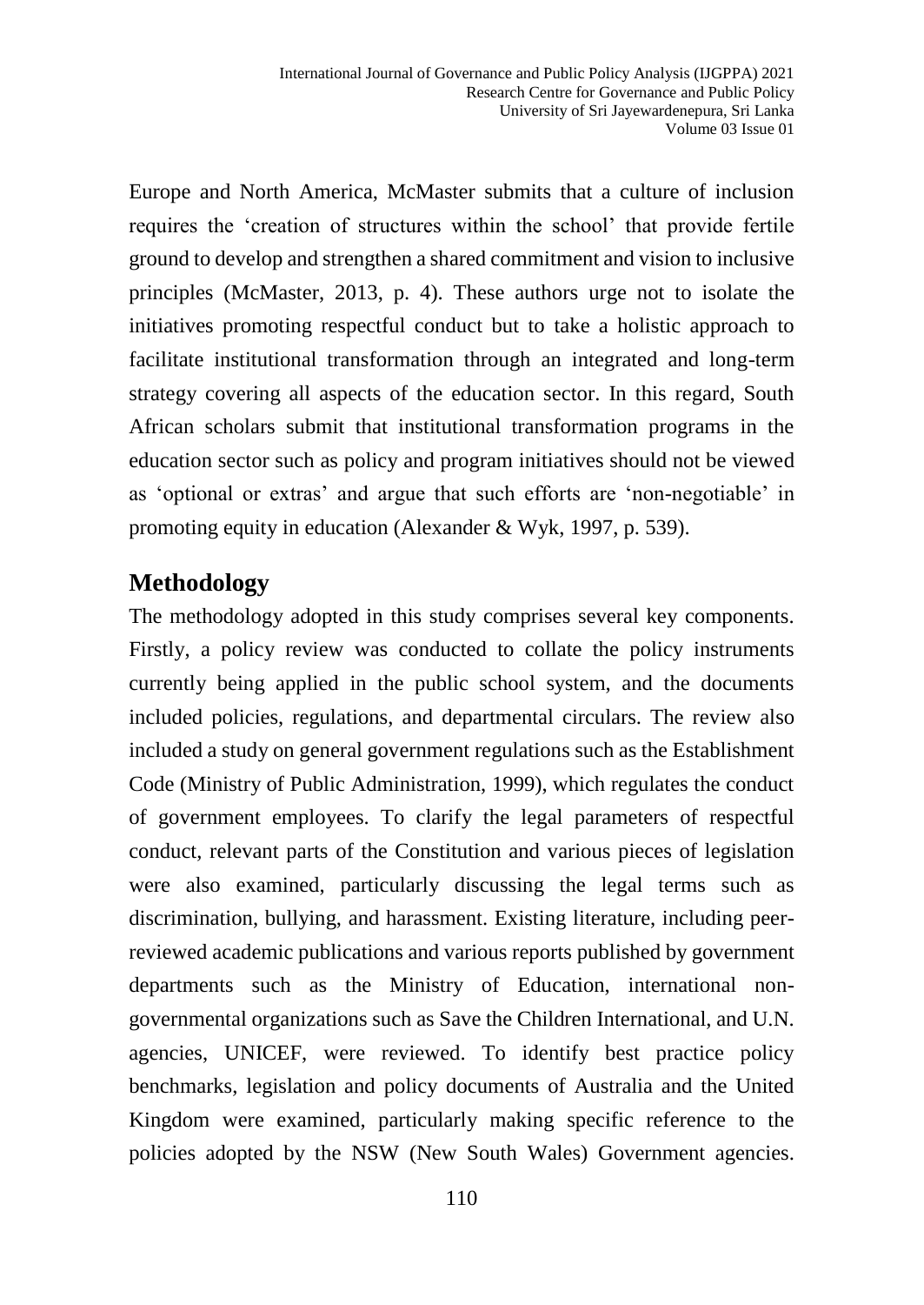Europe and North America, McMaster submits that a culture of inclusion requires the 'creation of structures within the school' that provide fertile ground to develop and strengthen a shared commitment and vision to inclusive principles (McMaster, 2013, p. 4). These authors urge not to isolate the initiatives promoting respectful conduct but to take a holistic approach to facilitate institutional transformation through an integrated and long-term strategy covering all aspects of the education sector. In this regard, South African scholars submit that institutional transformation programs in the education sector such as policy and program initiatives should not be viewed as 'optional or extras' and argue that such efforts are 'non-negotiable' in promoting equity in education (Alexander & Wyk, 1997, p. 539).

## Methodology

The methodology adopted in this study comprises several key components. Firstly, a policy review was conducted to collate the policy instruments currently being applied in the public school system, and the documents included policies, regulations, and departmental circulars. The review also included a study on general government regulations such as the Establishment Code (Ministry of Public Administration, 1999), which regulates the conduct of government employees. To clarify the legal parameters of respectful conduct, relevant parts of the Constitution and various pieces of legislation were also examined, particularly discussing the legal terms such as discrimination, bullying, and harassment. Existing literature, including peer-reviewed academic publications and various reports published by government departments such as the Ministry of Education, international non-governmental organizations such as Save the Children International, and U.N. agencies, UNICEF, were reviewed. To identify best practice policy benchmarks, legislation and policy documents of Australia and the United Kingdom were examined, particularly making specific reference to the policies adopted by the NSW (New South Wales) Government agencies.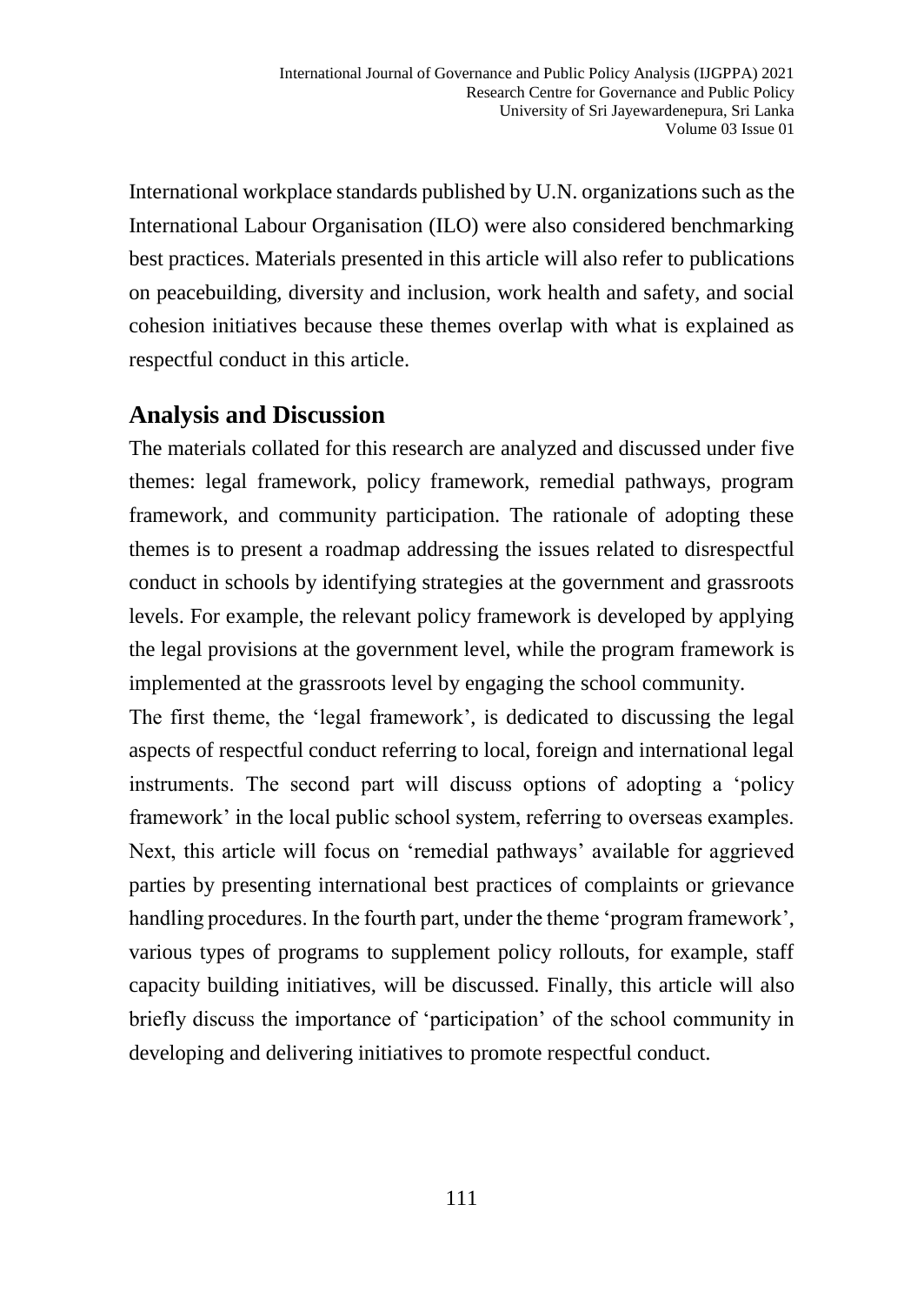International workplace standards published by U.N. organizations such as the International Labour Organisation (ILO) were also considered benchmarking best practices. Materials presented in this article will also refer to publications on peacebuilding, diversity and inclusion, work health and safety, and social cohesion initiatives because these themes overlap with what is explained as respectful conduct in this article.

## Analysis and Discussion

The materials collated for this research are analyzed and discussed under five themes: legal framework, policy framework, remedial pathways, program framework, and community participation. The rationale of adopting these themes is to present a roadmap addressing the issues related to disrespectful conduct in schools by identifying strategies at the government and grassroots levels. For example, the relevant policy framework is developed by applying the legal provisions at the government level, while the program framework is implemented at the grassroots level by engaging the school community.

The first theme, the 'legal framework', is dedicated to discussing the legal aspects of respectful conduct referring to local, foreign and international legal instruments. The second part will discuss options of adopting a 'policy framework' in the local public school system, referring to overseas examples. Next, this article will focus on 'remedial pathways' available for aggrieved parties by presenting international best practices of complaints or grievance handling procedures. In the fourth part, under the theme 'program framework', various types of programs to supplement policy rollouts, for example, staff capacity building initiatives, will be discussed. Finally, this article will also briefly discuss the importance of 'participation' of the school community in developing and delivering initiatives to promote respectful conduct.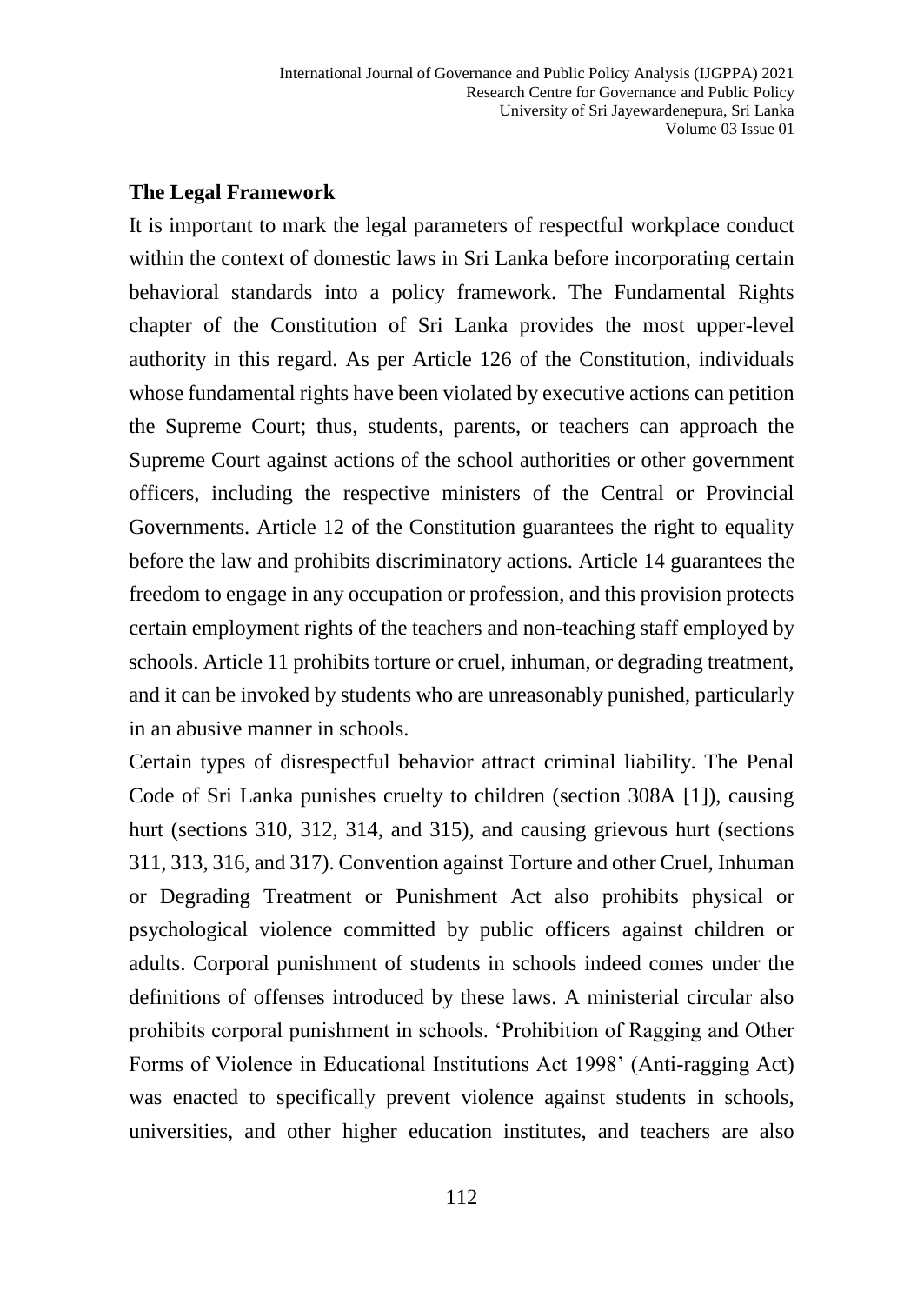## The Legal Framework

It is important to mark the legal parameters of respectful workplace conduct within the context of domestic laws in Sri Lanka before incorporating certain behavioral standards into a policy framework. The Fundamental Rights chapter of the Constitution of Sri Lanka provides the most upper-level authority in this regard. As per Article 126 of the Constitution, individuals whose fundamental rights have been violated by executive actions can petition the Supreme Court; thus, students, parents, or teachers can approach the Supreme Court against actions of the school authorities or other government officers, including the respective ministers of the Central or Provincial Governments. Article 12 of the Constitution guarantees the right to equality before the law and prohibits discriminatory actions. Article 14 guarantees the freedom to engage in any occupation or profession, and this provision protects certain employment rights of the teachers and non-teaching staff employed by schools. Article 11 prohibits torture or cruel, inhuman, or degrading treatment, and it can be invoked by students who are unreasonably punished, particularly in an abusive manner in schools.

Certain types of disrespectful behavior attract criminal liability. The Penal Code of Sri Lanka punishes cruelty to children (section 308A [1]), causing hurt (sections 310, 312, 314, and 315), and causing grievous hurt (sections 311, 313, 316, and 317). Convention against Torture and other Cruel, Inhuman or Degrading Treatment or Punishment Act also prohibits physical or psychological violence committed by public officers against children or adults. Corporal punishment of students in schools indeed comes under the definitions of offenses introduced by these laws. A ministerial circular also prohibits corporal punishment in schools. 'Prohibition of Ragging and Other Forms of Violence in Educational Institutions Act 1998' (Anti-ragging Act) was enacted to specifically prevent violence against students in schools, universities, and other higher education institutes, and teachers are also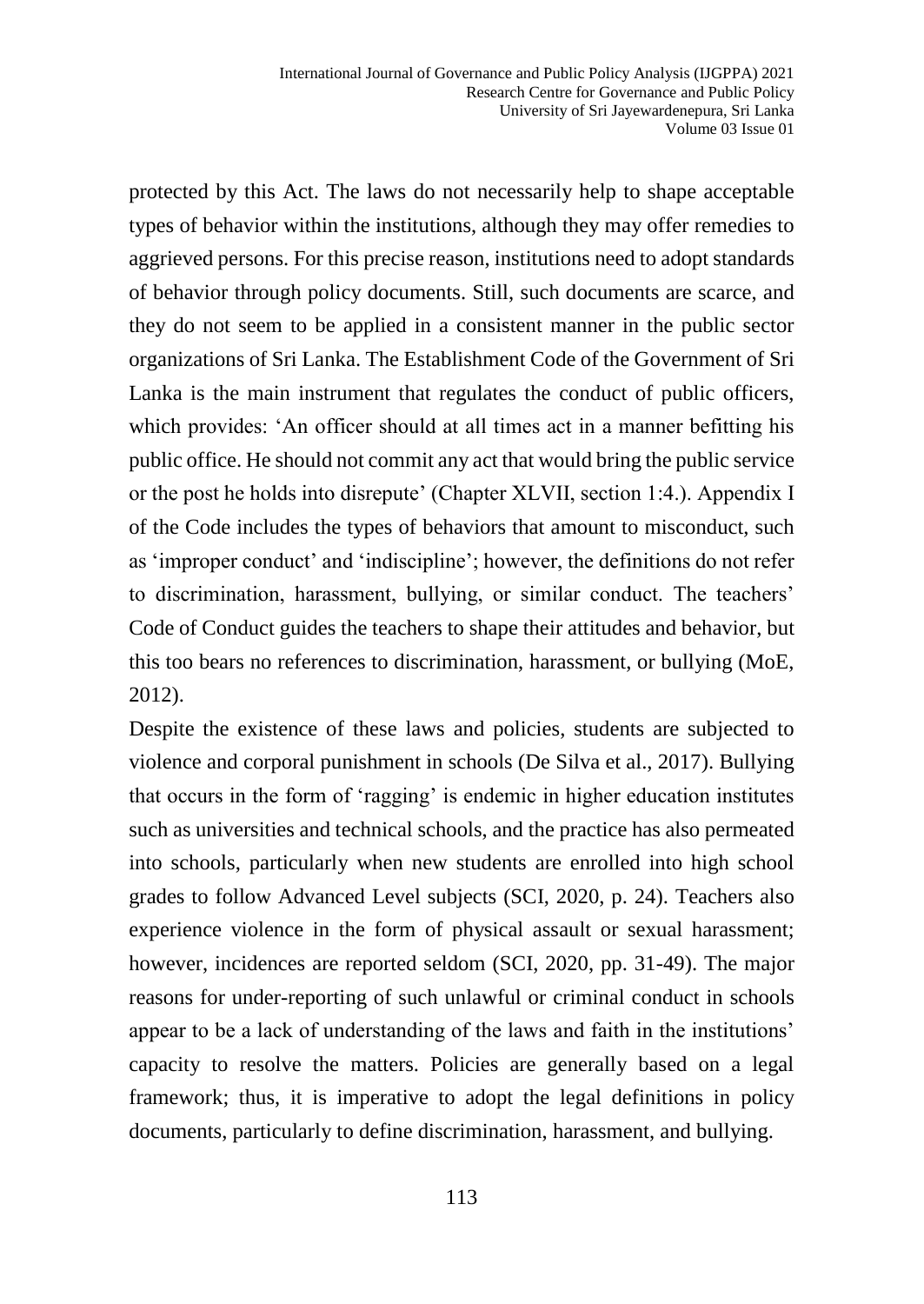protected by this Act. The laws do not necessarily help to shape acceptable types of behavior within the institutions, although they may offer remedies to aggrieved persons. For this precise reason, institutions need to adopt standards of behavior through policy documents. Still, such documents are scarce, and they do not seem to be applied in a consistent manner in the public sector organizations of Sri Lanka. The Establishment Code of the Government of Sri Lanka is the main instrument that regulates the conduct of public officers, which provides: 'An officer should at all times act in a manner befitting his public office. He should not commit any act that would bring the public service or the post he holds into disrepute' (Chapter XLVII, section 1:4.). Appendix I of the Code includes the types of behaviors that amount to misconduct, such as 'improper conduct' and 'indiscipline'; however, the definitions do not refer to discrimination, harassment, bullying, or similar conduct. The teachers' Code of Conduct guides the teachers to shape their attitudes and behavior, but this too bears no references to discrimination, harassment, or bullying (MoE, 2012).

Despite the existence of these laws and policies, students are subjected to violence and corporal punishment in schools (De Silva et al., 2017). Bullying that occurs in the form of 'ragging' is endemic in higher education institutes such as universities and technical schools, and the practice has also permeated into schools, particularly when new students are enrolled into high school grades to follow Advanced Level subjects (SCI, 2020, p. 24). Teachers also experience violence in the form of physical assault or sexual harassment; however, incidences are reported seldom (SCI, 2020, pp. 31-49). The major reasons for under-reporting of such unlawful or criminal conduct in schools appear to be a lack of understanding of the laws and faith in the institutions' capacity to resolve the matters. Policies are generally based on a legal framework; thus, it is imperative to adopt the legal definitions in policy documents, particularly to define discrimination, harassment, and bullying.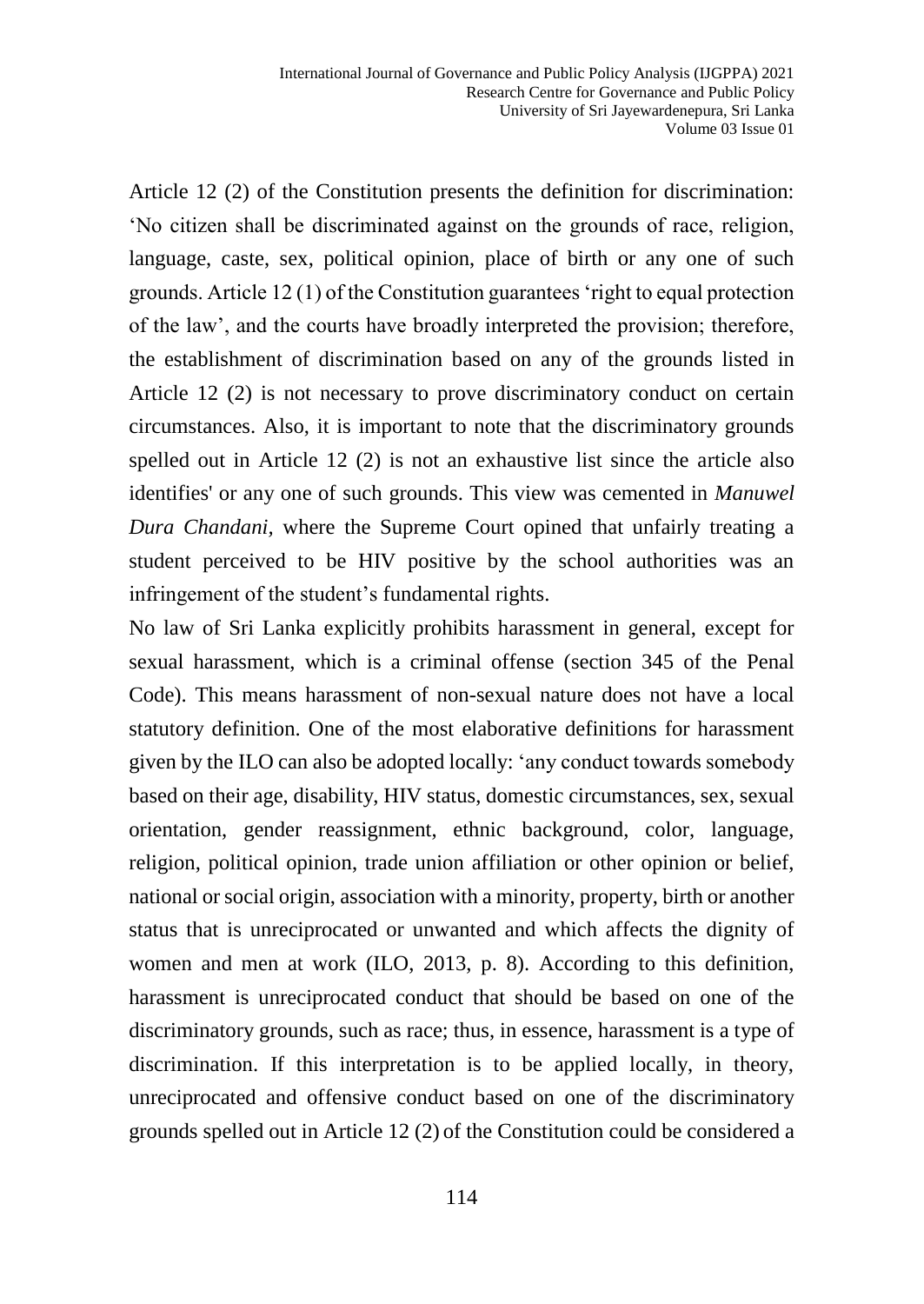Article 12 (2) of the Constitution presents the definition for discrimination: 'No citizen shall be discriminated against on the grounds of race, religion, language, caste, sex, political opinion, place of birth or any one of such grounds. Article 12 (1) of the Constitution guarantees 'right to equal protection of the law', and the courts have broadly interpreted the provision; therefore, the establishment of discrimination based on any of the grounds listed in Article 12 (2) is not necessary to prove discriminatory conduct on certain circumstances. Also, it is important to note that the discriminatory grounds spelled out in Article 12 (2) is not an exhaustive list since the article also identifies' or any one of such grounds. This view was cemented in *Manuwel Dura Chandani*, where the Supreme Court opined that unfairly treating a student perceived to be HIV positive by the school authorities was an infringement of the student's fundamental rights.

No law of Sri Lanka explicitly prohibits harassment in general, except for sexual harassment, which is a criminal offense (section 345 of the Penal Code). This means harassment of non-sexual nature does not have a local statutory definition. One of the most elaborative definitions for harassment given by the ILO can also be adopted locally: 'any conduct towards somebody based on their age, disability, HIV status, domestic circumstances, sex, sexual orientation, gender reassignment, ethnic background, color, language, religion, political opinion, trade union affiliation or other opinion or belief, national or social origin, association with a minority, property, birth or another status that is unreciprocated or unwanted and which affects the dignity of women and men at work (ILO, 2013, p. 8). According to this definition, harassment is unreciprocated conduct that should be based on one of the discriminatory grounds, such as race; thus, in essence, harassment is a type of discrimination. If this interpretation is to be applied locally, in theory, unreciprocated and offensive conduct based on one of the discriminatory grounds spelled out in Article 12 (2) of the Constitution could be considered a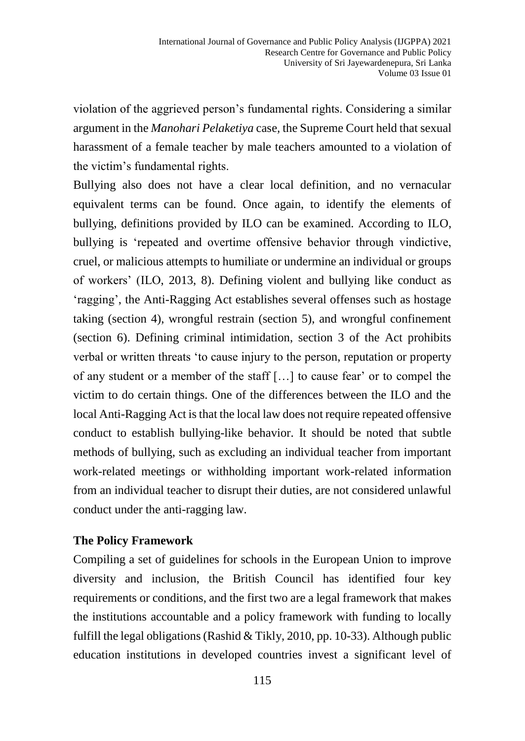violation of the aggrieved person's fundamental rights. Considering a similar argument in the *Manohari Pelaketiya* case, the Supreme Court held that sexual harassment of a female teacher by male teachers amounted to a violation of the victim's fundamental rights.

Bullying also does not have a clear local definition, and no vernacular equivalent terms can be found. Once again, to identify the elements of bullying, definitions provided by ILO can be examined. According to ILO, bullying is 'repeated and overtime offensive behavior through vindictive, cruel, or malicious attempts to humiliate or undermine an individual or groups of workers' (ILO, 2013, 8). Defining violent and bullying like conduct as 'ragging', the Anti-Ragging Act establishes several offenses such as hostage taking (section 4), wrongful restrain (section 5), and wrongful confinement (section 6). Defining criminal intimidation, section 3 of the Act prohibits verbal or written threats 'to cause injury to the person, reputation or property of any student or a member of the staff […] to cause fear' or to compel the victim to do certain things. One of the differences between the ILO and the local Anti-Ragging Act is that the local law does not require repeated offensive conduct to establish bullying-like behavior. It should be noted that subtle methods of bullying, such as excluding an individual teacher from important work-related meetings or withholding important work-related information from an individual teacher to disrupt their duties, are not considered unlawful conduct under the anti-ragging law.

## The Policy Framework

Compiling a set of guidelines for schools in the European Union to improve diversity and inclusion, the British Council has identified four key requirements or conditions, and the first two are a legal framework that makes the institutions accountable and a policy framework with funding to locally fulfill the legal obligations (Rashid & Tikly, 2010, pp. 10-33). Although public education institutions in developed countries invest a significant level of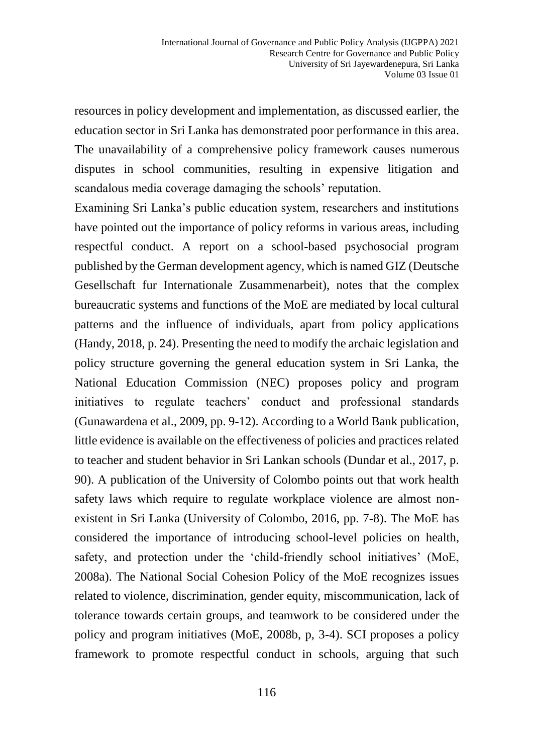resources in policy development and implementation, as discussed earlier, the education sector in Sri Lanka has demonstrated poor performance in this area. The unavailability of a comprehensive policy framework causes numerous disputes in school communities, resulting in expensive litigation and scandalous media coverage damaging the schools' reputation.

Examining Sri Lanka's public education system, researchers and institutions have pointed out the importance of policy reforms in various areas, including respectful conduct. A report on a school-based psychosocial program published by the German development agency, which is named GIZ (Deutsche Gesellschaft fur Internationale Zusammenarbeit), notes that the complex bureaucratic systems and functions of the MoE are mediated by local cultural patterns and the influence of individuals, apart from policy applications (Handy, 2018, p. 24). Presenting the need to modify the archaic legislation and policy structure governing the general education system in Sri Lanka, the National Education Commission (NEC) proposes policy and program initiatives to regulate teachers' conduct and professional standards (Gunawardena et al., 2009, pp. 9-12). According to a World Bank publication, little evidence is available on the effectiveness of policies and practices related to teacher and student behavior in Sri Lankan schools (Dundar et al., 2017, p. 90). A publication of the University of Colombo points out that work health safety laws which require to regulate workplace violence are almost non-existent in Sri Lanka (University of Colombo, 2016, pp. 7-8). The MoE has considered the importance of introducing school-level policies on health, safety, and protection under the 'child-friendly school initiatives' (MoE, 2008a). The National Social Cohesion Policy of the MoE recognizes issues related to violence, discrimination, gender equity, miscommunication, lack of tolerance towards certain groups, and teamwork to be considered under the policy and program initiatives (MoE, 2008b, p, 3-4). SCI proposes a policy framework to promote respectful conduct in schools, arguing that such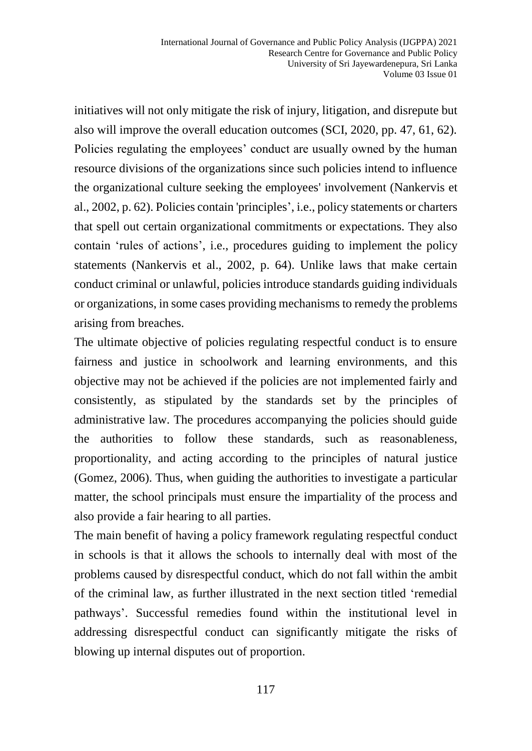initiatives will not only mitigate the risk of injury, litigation, and disrepute but also will improve the overall education outcomes (SCI, 2020, pp. 47, 61, 62). Policies regulating the employees' conduct are usually owned by the human resource divisions of the organizations since such policies intend to influence the organizational culture seeking the employees' involvement (Nankervis et al., 2002, p. 62). Policies contain 'principles', i.e., policy statements or charters that spell out certain organizational commitments or expectations. They also contain 'rules of actions', i.e., procedures guiding to implement the policy statements (Nankervis et al., 2002, p. 64). Unlike laws that make certain conduct criminal or unlawful, policies introduce standards guiding individuals or organizations, in some cases providing mechanisms to remedy the problems arising from breaches.

The ultimate objective of policies regulating respectful conduct is to ensure fairness and justice in schoolwork and learning environments, and this objective may not be achieved if the policies are not implemented fairly and consistently, as stipulated by the standards set by the principles of administrative law. The procedures accompanying the policies should guide the authorities to follow these standards, such as reasonableness, proportionality, and acting according to the principles of natural justice (Gomez, 2006). Thus, when guiding the authorities to investigate a particular matter, the school principals must ensure the impartiality of the process and also provide a fair hearing to all parties.

The main benefit of having a policy framework regulating respectful conduct in schools is that it allows the schools to internally deal with most of the problems caused by disrespectful conduct, which do not fall within the ambit of the criminal law, as further illustrated in the next section titled 'remedial pathways'. Successful remedies found within the institutional level in addressing disrespectful conduct can significantly mitigate the risks of blowing up internal disputes out of proportion.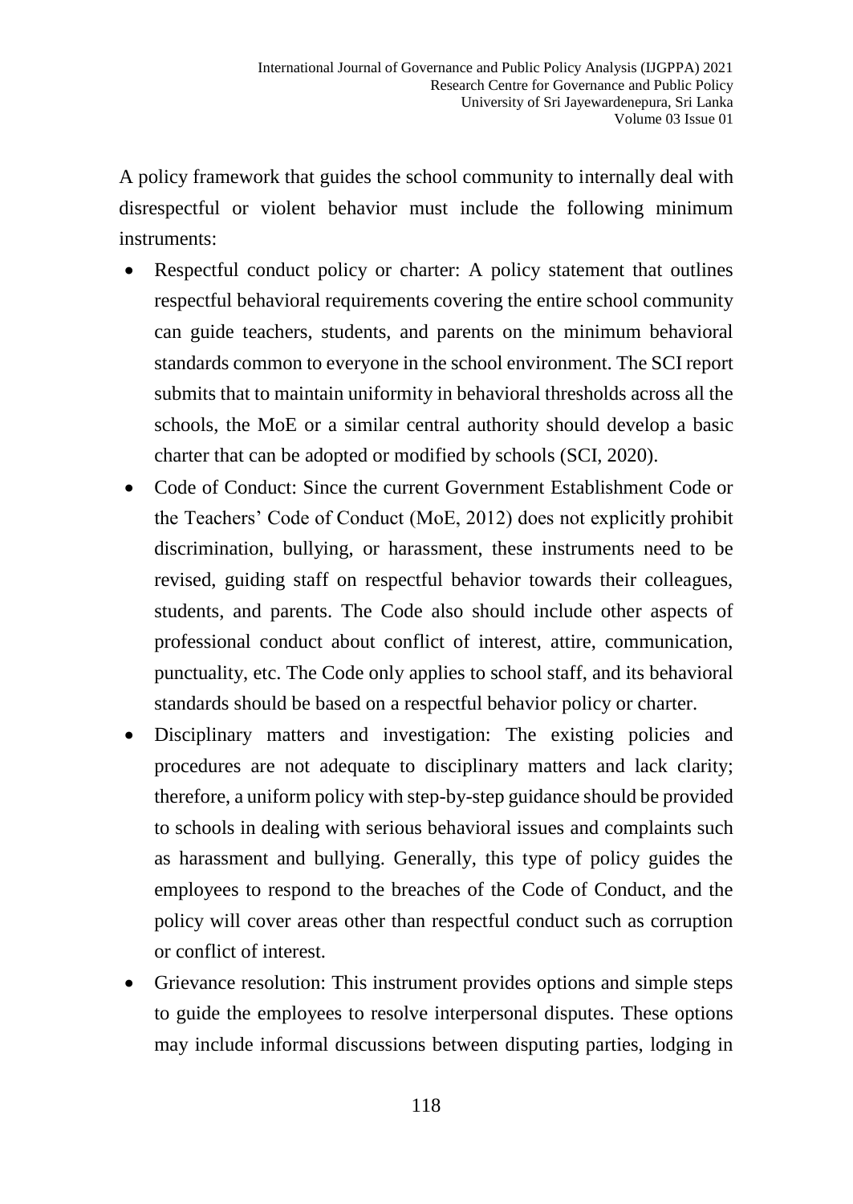A policy framework that guides the school community to internally deal with disrespectful or violent behavior must include the following minimum instruments:

- Respectful conduct policy or charter: A policy statement that outlines respectful behavioral requirements covering the entire school community can guide teachers, students, and parents on the minimum behavioral standards common to everyone in the school environment. The SCI report submits that to maintain uniformity in behavioral thresholds across all the schools, the MoE or a similar central authority should develop a basic charter that can be adopted or modified by schools (SCI, 2020).
- Code of Conduct: Since the current Government Establishment Code or the Teachers' Code of Conduct (MoE, 2012) does not explicitly prohibit discrimination, bullying, or harassment, these instruments need to be revised, guiding staff on respectful behavior towards their colleagues, students, and parents. The Code also should include other aspects of professional conduct about conflict of interest, attire, communication, punctuality, etc. The Code only applies to school staff, and its behavioral standards should be based on a respectful behavior policy or charter.
- Disciplinary matters and investigation: The existing policies and procedures are not adequate to disciplinary matters and lack clarity; therefore, a uniform policy with step-by-step guidance should be provided to schools in dealing with serious behavioral issues and complaints such as harassment and bullying. Generally, this type of policy guides the employees to respond to the breaches of the Code of Conduct, and the policy will cover areas other than respectful conduct such as corruption or conflict of interest.
- Grievance resolution: This instrument provides options and simple steps to guide the employees to resolve interpersonal disputes. These options may include informal discussions between disputing parties, lodging in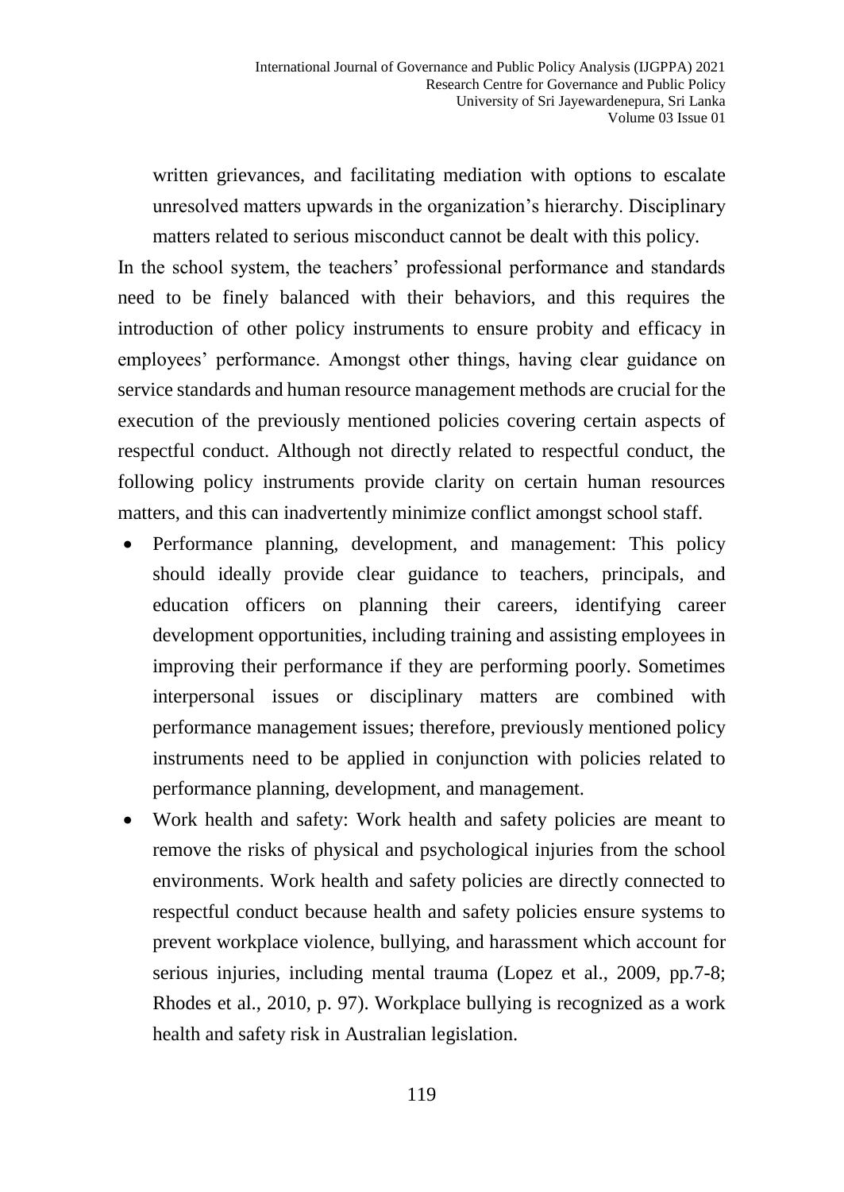written grievances, and facilitating mediation with options to escalate unresolved matters upwards in the organization's hierarchy. Disciplinary matters related to serious misconduct cannot be dealt with this policy.

In the school system, the teachers' professional performance and standards need to be finely balanced with their behaviors, and this requires the introduction of other policy instruments to ensure probity and efficacy in employees' performance. Amongst other things, having clear guidance on service standards and human resource management methods are crucial for the execution of the previously mentioned policies covering certain aspects of respectful conduct. Although not directly related to respectful conduct, the following policy instruments provide clarity on certain human resources matters, and this can inadvertently minimize conflict amongst school staff.

- Performance planning, development, and management: This policy should ideally provide clear guidance to teachers, principals, and education officers on planning their careers, identifying career development opportunities, including training and assisting employees in improving their performance if they are performing poorly. Sometimes interpersonal issues or disciplinary matters are combined with performance management issues; therefore, previously mentioned policy instruments need to be applied in conjunction with policies related to performance planning, development, and management.
- Work health and safety: Work health and safety policies are meant to remove the risks of physical and psychological injuries from the school environments. Work health and safety policies are directly connected to respectful conduct because health and safety policies ensure systems to prevent workplace violence, bullying, and harassment which account for serious injuries, including mental trauma (Lopez et al., 2009, pp.7-8; Rhodes et al., 2010, p. 97). Workplace bullying is recognized as a work health and safety risk in Australian legislation.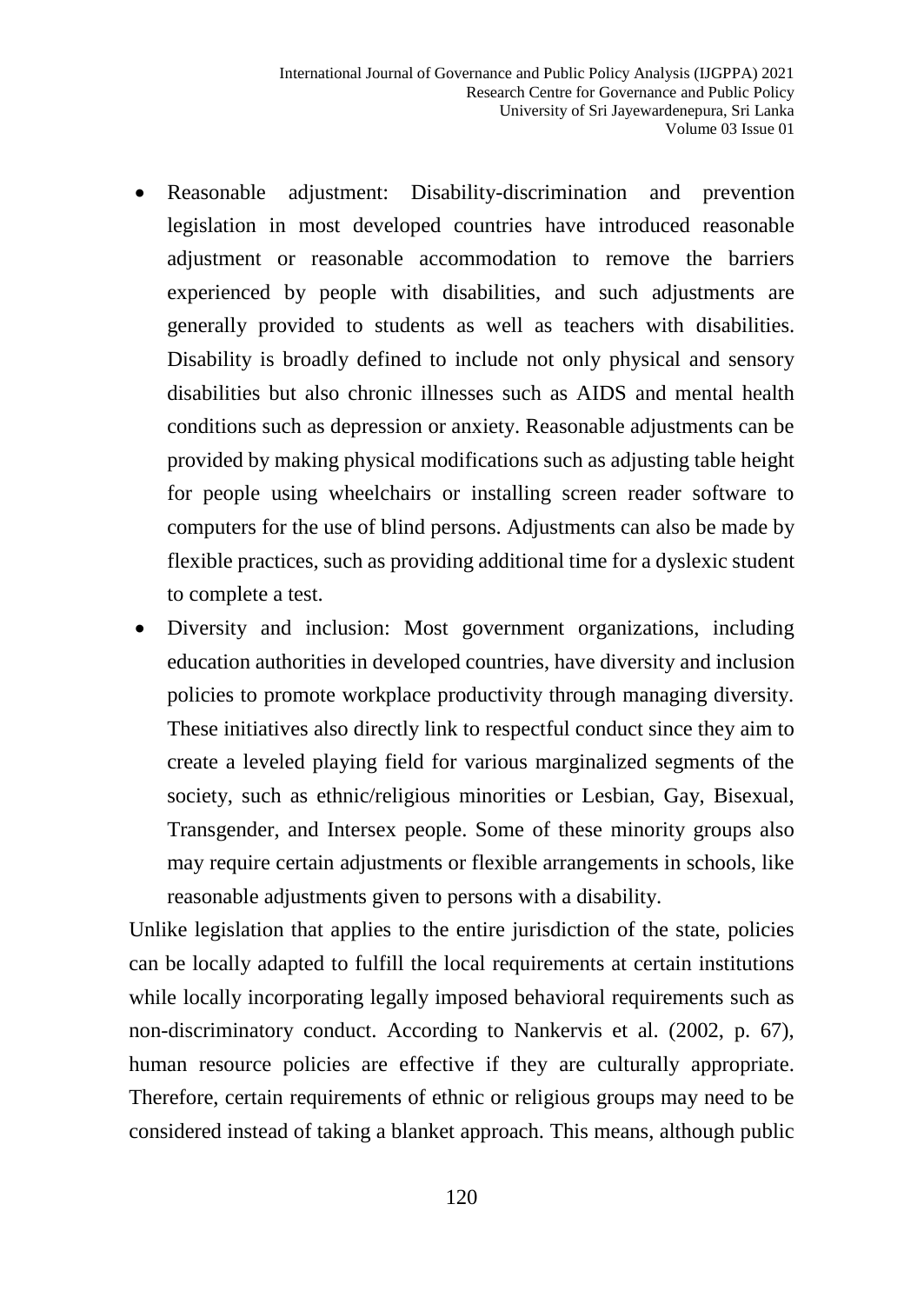- Reasonable adjustment: Disability-discrimination and prevention legislation in most developed countries have introduced reasonable adjustment or reasonable accommodation to remove the barriers experienced by people with disabilities, and such adjustments are generally provided to students as well as teachers with disabilities. Disability is broadly defined to include not only physical and sensory disabilities but also chronic illnesses such as AIDS and mental health conditions such as depression or anxiety. Reasonable adjustments can be provided by making physical modifications such as adjusting table height for people using wheelchairs or installing screen reader software to computers for the use of blind persons. Adjustments can also be made by flexible practices, such as providing additional time for a dyslexic student to complete a test.
- Diversity and inclusion: Most government organizations, including education authorities in developed countries, have diversity and inclusion policies to promote workplace productivity through managing diversity. These initiatives also directly link to respectful conduct since they aim to create a leveled playing field for various marginalized segments of the society, such as ethnic/religious minorities or Lesbian, Gay, Bisexual, Transgender, and Intersex people. Some of these minority groups also may require certain adjustments or flexible arrangements in schools, like reasonable adjustments given to persons with a disability.

Unlike legislation that applies to the entire jurisdiction of the state, policies can be locally adapted to fulfill the local requirements at certain institutions while locally incorporating legally imposed behavioral requirements such as non-discriminatory conduct. According to Nankervis et al. (2002, p. 67), human resource policies are effective if they are culturally appropriate. Therefore, certain requirements of ethnic or religious groups may need to be considered instead of taking a blanket approach. This means, although public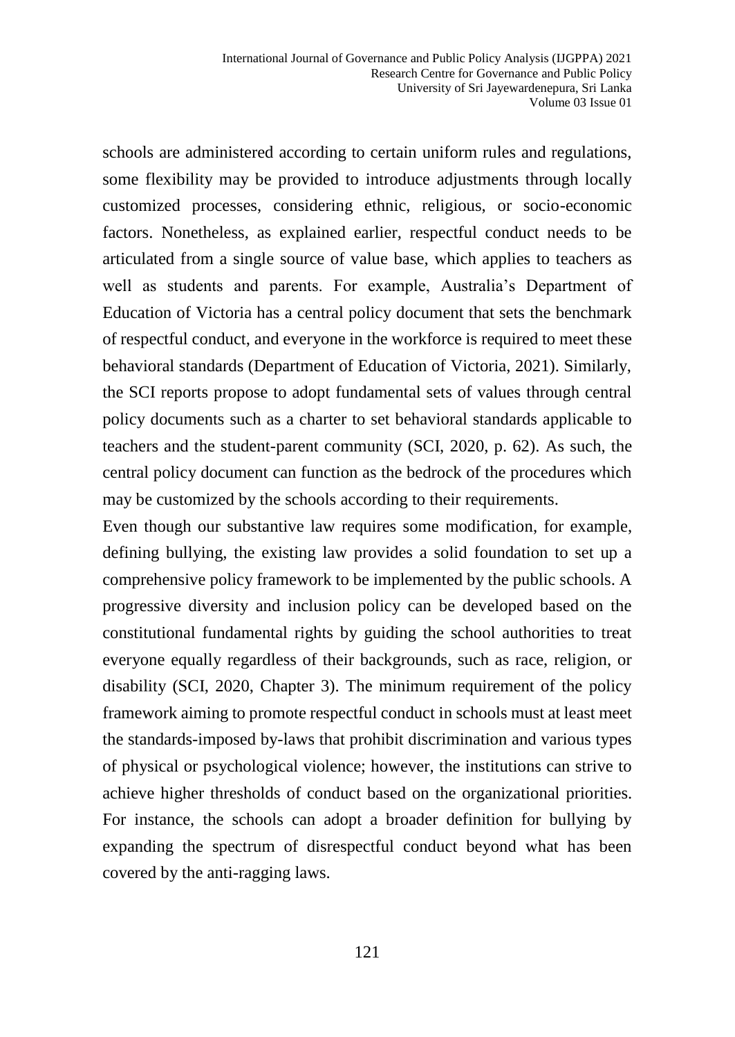schools are administered according to certain uniform rules and regulations, some flexibility may be provided to introduce adjustments through locally customized processes, considering ethnic, religious, or socio-economic factors. Nonetheless, as explained earlier, respectful conduct needs to be articulated from a single source of value base, which applies to teachers as well as students and parents. For example, Australia's Department of Education of Victoria has a central policy document that sets the benchmark of respectful conduct, and everyone in the workforce is required to meet these behavioral standards (Department of Education of Victoria, 2021). Similarly, the SCI reports propose to adopt fundamental sets of values through central policy documents such as a charter to set behavioral standards applicable to teachers and the student-parent community (SCI, 2020, p. 62). As such, the central policy document can function as the bedrock of the procedures which may be customized by the schools according to their requirements.

Even though our substantive law requires some modification, for example, defining bullying, the existing law provides a solid foundation to set up a comprehensive policy framework to be implemented by the public schools. A progressive diversity and inclusion policy can be developed based on the constitutional fundamental rights by guiding the school authorities to treat everyone equally regardless of their backgrounds, such as race, religion, or disability (SCI, 2020, Chapter 3). The minimum requirement of the policy framework aiming to promote respectful conduct in schools must at least meet the standards-imposed by-laws that prohibit discrimination and various types of physical or psychological violence; however, the institutions can strive to achieve higher thresholds of conduct based on the organizational priorities. For instance, the schools can adopt a broader definition for bullying by expanding the spectrum of disrespectful conduct beyond what has been covered by the anti-ragging laws.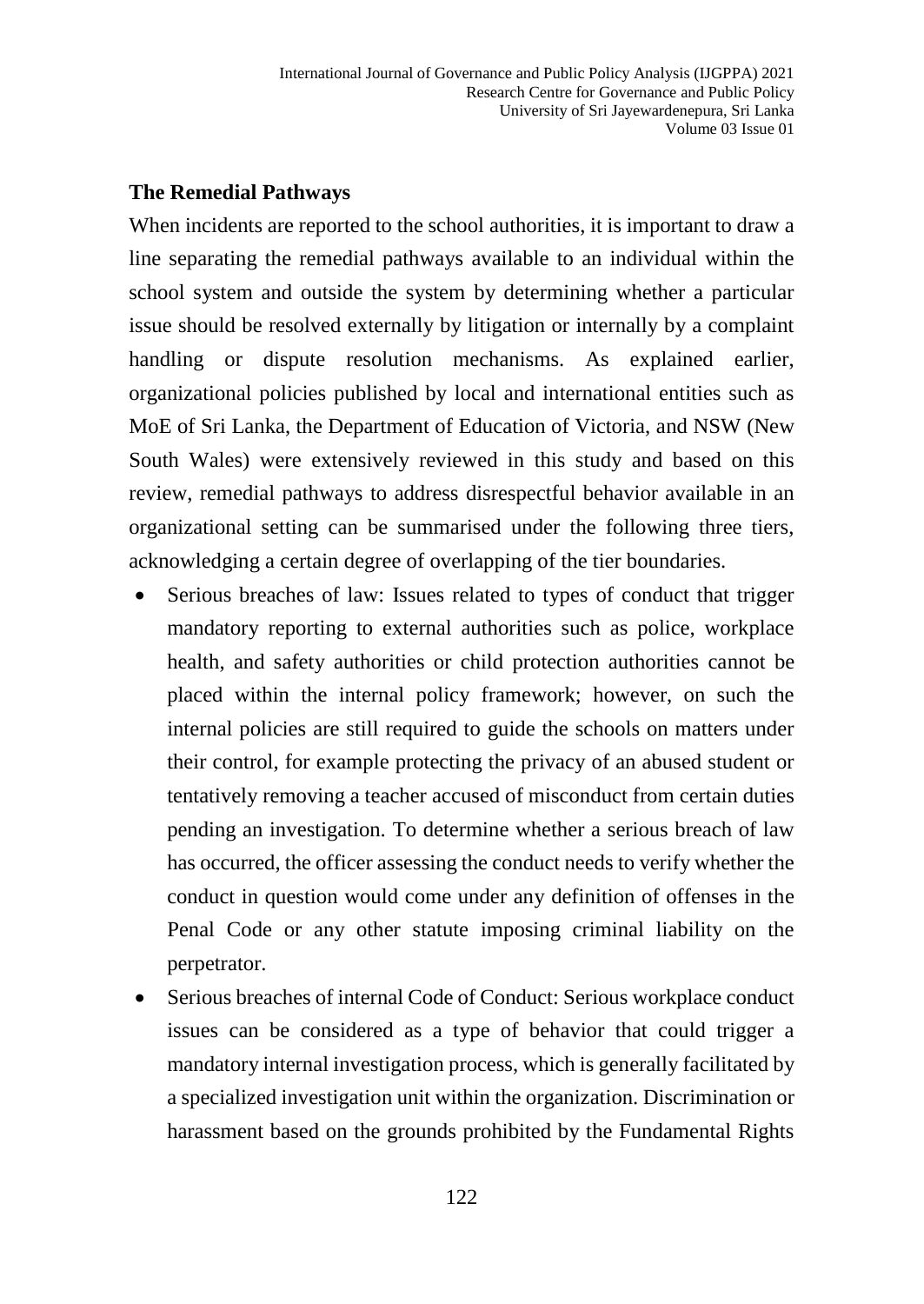## The Remedial Pathways

When incidents are reported to the school authorities, it is important to draw a line separating the remedial pathways available to an individual within the school system and outside the system by determining whether a particular issue should be resolved externally by litigation or internally by a complaint handling or dispute resolution mechanisms. As explained earlier, organizational policies published by local and international entities such as MoE of Sri Lanka, the Department of Education of Victoria, and NSW (New South Wales) were extensively reviewed in this study and based on this review, remedial pathways to address disrespectful behavior available in an organizational setting can be summarised under the following three tiers, acknowledging a certain degree of overlapping of the tier boundaries.

- Serious breaches of law: Issues related to types of conduct that trigger mandatory reporting to external authorities such as police, workplace health, and safety authorities or child protection authorities cannot be placed within the internal policy framework; however, on such the internal policies are still required to guide the schools on matters under their control, for example protecting the privacy of an abused student or tentatively removing a teacher accused of misconduct from certain duties pending an investigation. To determine whether a serious breach of law has occurred, the officer assessing the conduct needs to verify whether the conduct in question would come under any definition of offenses in the Penal Code or any other statute imposing criminal liability on the perpetrator.
- Serious breaches of internal Code of Conduct: Serious workplace conduct issues can be considered as a type of behavior that could trigger a mandatory internal investigation process, which is generally facilitated by a specialized investigation unit within the organization. Discrimination or harassment based on the grounds prohibited by the Fundamental Rights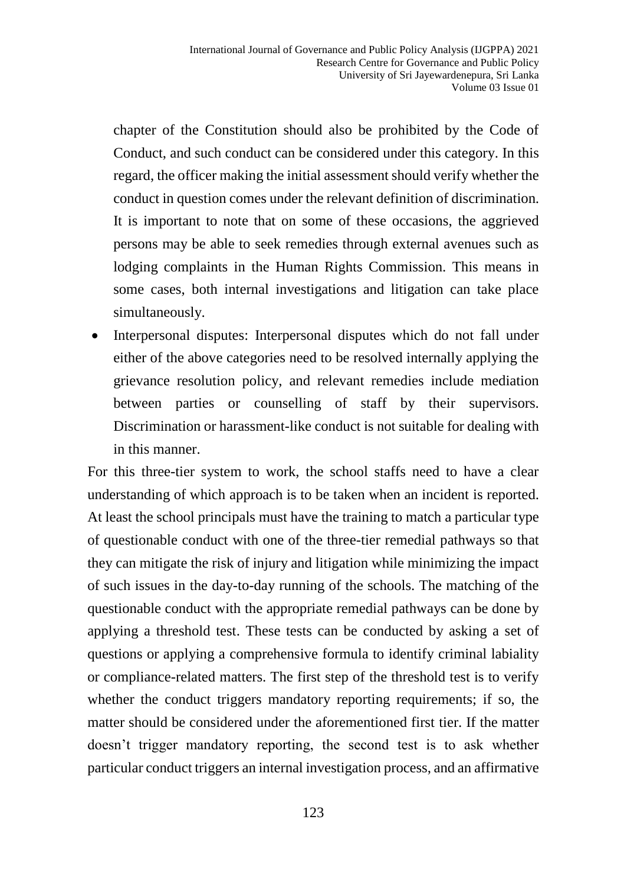chapter of the Constitution should also be prohibited by the Code of Conduct, and such conduct can be considered under this category. In this regard, the officer making the initial assessment should verify whether the conduct in question comes under the relevant definition of discrimination. It is important to note that on some of these occasions, the aggrieved persons may be able to seek remedies through external avenues such as lodging complaints in the Human Rights Commission. This means in some cases, both internal investigations and litigation can take place simultaneously.

- Interpersonal disputes: Interpersonal disputes which do not fall under either of the above categories need to be resolved internally applying the grievance resolution policy, and relevant remedies include mediation between parties or counselling of staff by their supervisors. Discrimination or harassment-like conduct is not suitable for dealing with in this manner.

For this three-tier system to work, the school staffs need to have a clear understanding of which approach is to be taken when an incident is reported. At least the school principals must have the training to match a particular type of questionable conduct with one of the three-tier remedial pathways so that they can mitigate the risk of injury and litigation while minimizing the impact of such issues in the day-to-day running of the schools. The matching of the questionable conduct with the appropriate remedial pathways can be done by applying a threshold test. These tests can be conducted by asking a set of questions or applying a comprehensive formula to identify criminal labiality or compliance-related matters. The first step of the threshold test is to verify whether the conduct triggers mandatory reporting requirements; if so, the matter should be considered under the aforementioned first tier. If the matter doesn't trigger mandatory reporting, the second test is to ask whether particular conduct triggers an internal investigation process, and an affirmative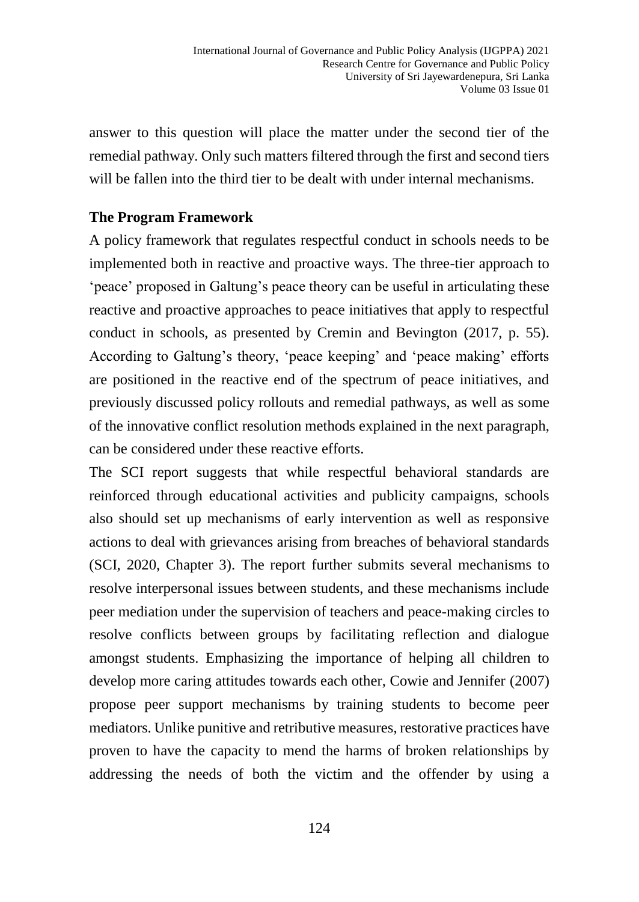answer to this question will place the matter under the second tier of the remedial pathway. Only such matters filtered through the first and second tiers will be fallen into the third tier to be dealt with under internal mechanisms.

### The Program Framework

A policy framework that regulates respectful conduct in schools needs to be implemented both in reactive and proactive ways. The three-tier approach to 'peace' proposed in Galtung's peace theory can be useful in articulating these reactive and proactive approaches to peace initiatives that apply to respectful conduct in schools, as presented by Cremin and Bevington (2017, p. 55). According to Galtung's theory, 'peace keeping' and 'peace making' efforts are positioned in the reactive end of the spectrum of peace initiatives, and previously discussed policy rollouts and remedial pathways, as well as some of the innovative conflict resolution methods explained in the next paragraph, can be considered under these reactive efforts.

The SCI report suggests that while respectful behavioral standards are reinforced through educational activities and publicity campaigns, schools also should set up mechanisms of early intervention as well as responsive actions to deal with grievances arising from breaches of behavioral standards (SCI, 2020, Chapter 3). The report further submits several mechanisms to resolve interpersonal issues between students, and these mechanisms include peer mediation under the supervision of teachers and peace-making circles to resolve conflicts between groups by facilitating reflection and dialogue amongst students. Emphasizing the importance of helping all children to develop more caring attitudes towards each other, Cowie and Jennifer (2007) propose peer support mechanisms by training students to become peer mediators. Unlike punitive and retributive measures, restorative practices have proven to have the capacity to mend the harms of broken relationships by addressing the needs of both the victim and the offender by using a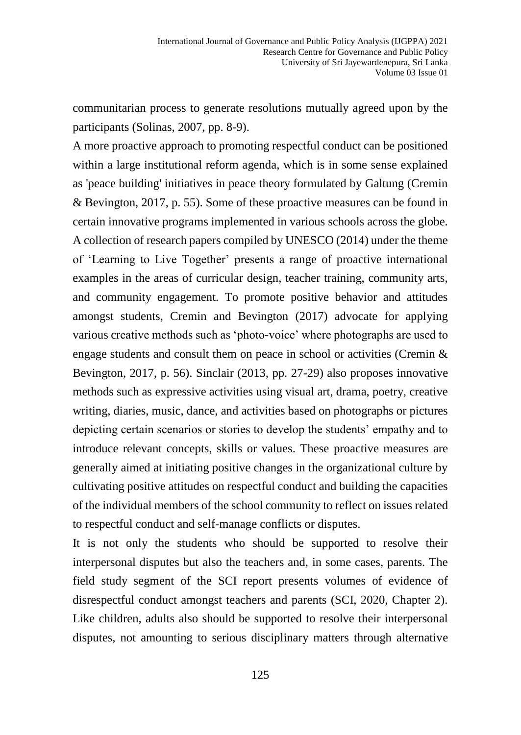communitarian process to generate resolutions mutually agreed upon by the participants (Solinas, 2007, pp. 8-9).

A more proactive approach to promoting respectful conduct can be positioned within a large institutional reform agenda, which is in some sense explained as 'peace building' initiatives in peace theory formulated by Galtung (Cremin & Bevington, 2017, p. 55). Some of these proactive measures can be found in certain innovative programs implemented in various schools across the globe. A collection of research papers compiled by UNESCO (2014) under the theme of 'Learning to Live Together' presents a range of proactive international examples in the areas of curricular design, teacher training, community arts, and community engagement. To promote positive behavior and attitudes amongst students, Cremin and Bevington (2017) advocate for applying various creative methods such as 'photo-voice' where photographs are used to engage students and consult them on peace in school or activities (Cremin & Bevington, 2017, p. 56). Sinclair (2013, pp. 27-29) also proposes innovative methods such as expressive activities using visual art, drama, poetry, creative writing, diaries, music, dance, and activities based on photographs or pictures depicting certain scenarios or stories to develop the students' empathy and to introduce relevant concepts, skills or values. These proactive measures are generally aimed at initiating positive changes in the organizational culture by cultivating positive attitudes on respectful conduct and building the capacities of the individual members of the school community to reflect on issues related to respectful conduct and self-manage conflicts or disputes.

It is not only the students who should be supported to resolve their interpersonal disputes but also the teachers and, in some cases, parents. The field study segment of the SCI report presents volumes of evidence of disrespectful conduct amongst teachers and parents (SCI, 2020, Chapter 2). Like children, adults also should be supported to resolve their interpersonal disputes, not amounting to serious disciplinary matters through alternative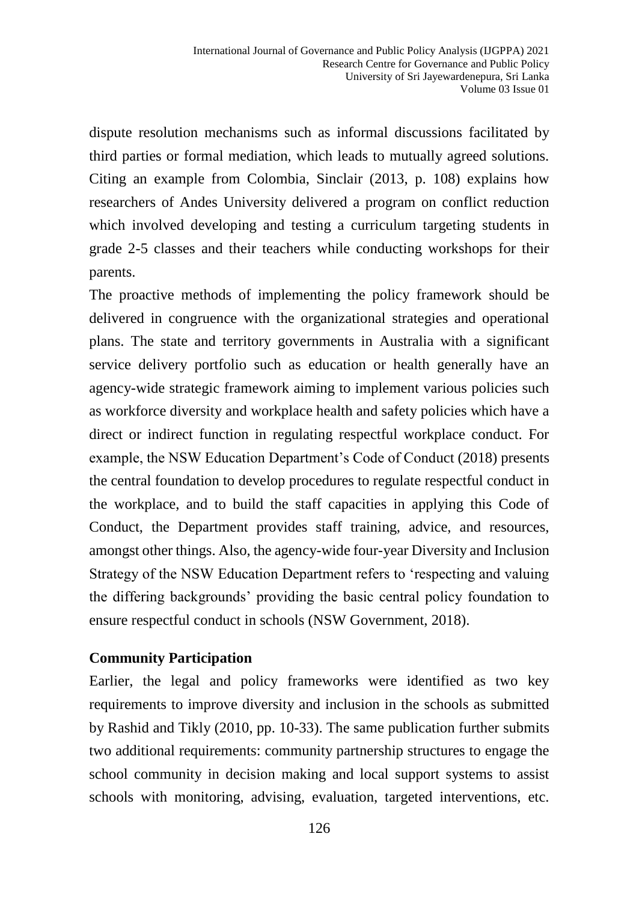dispute resolution mechanisms such as informal discussions facilitated by third parties or formal mediation, which leads to mutually agreed solutions. Citing an example from Colombia, Sinclair (2013, p. 108) explains how researchers of Andes University delivered a program on conflict reduction which involved developing and testing a curriculum targeting students in grade 2-5 classes and their teachers while conducting workshops for their parents.

The proactive methods of implementing the policy framework should be delivered in congruence with the organizational strategies and operational plans. The state and territory governments in Australia with a significant service delivery portfolio such as education or health generally have an agency-wide strategic framework aiming to implement various policies such as workforce diversity and workplace health and safety policies which have a direct or indirect function in regulating respectful workplace conduct. For example, the NSW Education Department's Code of Conduct (2018) presents the central foundation to develop procedures to regulate respectful conduct in the workplace, and to build the staff capacities in applying this Code of Conduct, the Department provides staff training, advice, and resources, amongst other things. Also, the agency-wide four-year Diversity and Inclusion Strategy of the NSW Education Department refers to 'respecting and valuing the differing backgrounds' providing the basic central policy foundation to ensure respectful conduct in schools (NSW Government, 2018).

## Community Participation

Earlier, the legal and policy frameworks were identified as two key requirements to improve diversity and inclusion in the schools as submitted by Rashid and Tikly (2010, pp. 10-33). The same publication further submits two additional requirements: community partnership structures to engage the school community in decision making and local support systems to assist schools with monitoring, advising, evaluation, targeted interventions, etc.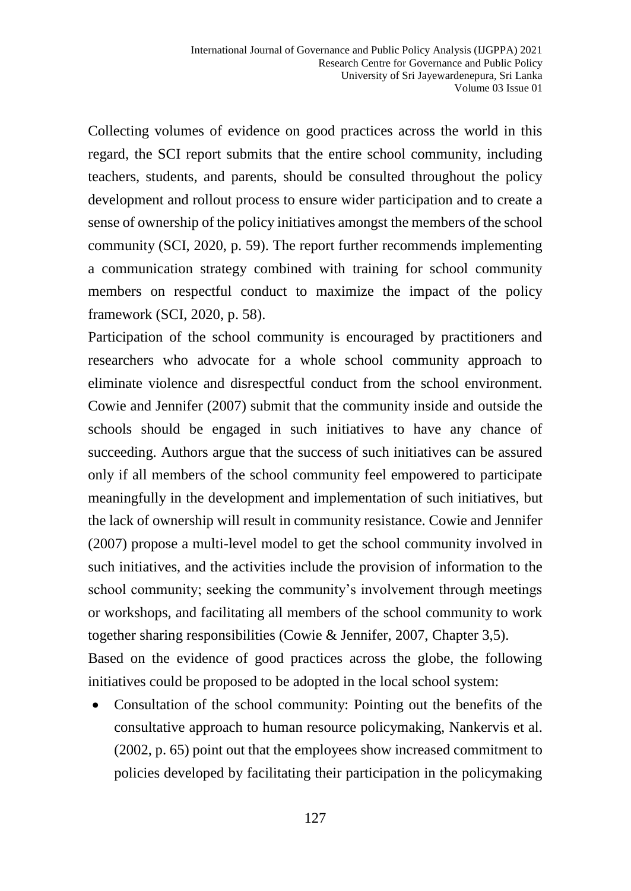Collecting volumes of evidence on good practices across the world in this regard, the SCI report submits that the entire school community, including teachers, students, and parents, should be consulted throughout the policy development and rollout process to ensure wider participation and to create a sense of ownership of the policy initiatives amongst the members of the school community (SCI, 2020, p. 59). The report further recommends implementing a communication strategy combined with training for school community members on respectful conduct to maximize the impact of the policy framework (SCI, 2020, p. 58).

Participation of the school community is encouraged by practitioners and researchers who advocate for a whole school community approach to eliminate violence and disrespectful conduct from the school environment. Cowie and Jennifer (2007) submit that the community inside and outside the schools should be engaged in such initiatives to have any chance of succeeding. Authors argue that the success of such initiatives can be assured only if all members of the school community feel empowered to participate meaningfully in the development and implementation of such initiatives, but the lack of ownership will result in community resistance. Cowie and Jennifer (2007) propose a multi-level model to get the school community involved in such initiatives, and the activities include the provision of information to the school community; seeking the community's involvement through meetings or workshops, and facilitating all members of the school community to work together sharing responsibilities (Cowie & Jennifer, 2007, Chapter 3,5).

Based on the evidence of good practices across the globe, the following initiatives could be proposed to be adopted in the local school system:

- Consultation of the school community: Pointing out the benefits of the consultative approach to human resource policymaking, Nankervis et al. (2002, p. 65) point out that the employees show increased commitment to policies developed by facilitating their participation in the policymaking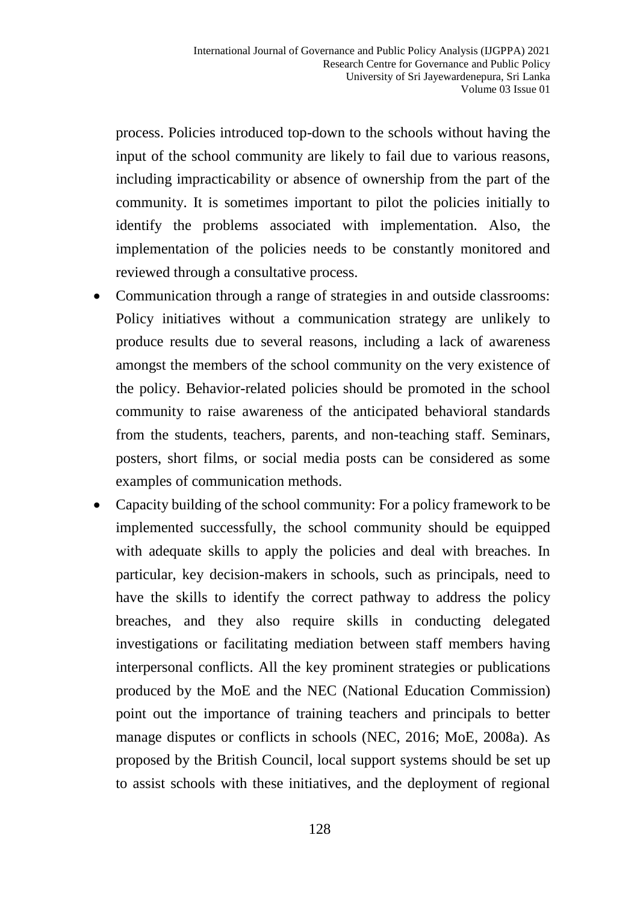process. Policies introduced top-down to the schools without having the input of the school community are likely to fail due to various reasons, including impracticability or absence of ownership from the part of the community. It is sometimes important to pilot the policies initially to identify the problems associated with implementation. Also, the implementation of the policies needs to be constantly monitored and reviewed through a consultative process.

- Communication through a range of strategies in and outside classrooms: Policy initiatives without a communication strategy are unlikely to produce results due to several reasons, including a lack of awareness amongst the members of the school community on the very existence of the policy. Behavior-related policies should be promoted in the school community to raise awareness of the anticipated behavioral standards from the students, teachers, parents, and non-teaching staff. Seminars, posters, short films, or social media posts can be considered as some examples of communication methods.
- Capacity building of the school community: For a policy framework to be implemented successfully, the school community should be equipped with adequate skills to apply the policies and deal with breaches. In particular, key decision-makers in schools, such as principals, need to have the skills to identify the correct pathway to address the policy breaches, and they also require skills in conducting delegated investigations or facilitating mediation between staff members having interpersonal conflicts. All the key prominent strategies or publications produced by the MoE and the NEC (National Education Commission) point out the importance of training teachers and principals to better manage disputes or conflicts in schools (NEC, 2016; MoE, 2008a). As proposed by the British Council, local support systems should be set up to assist schools with these initiatives, and the deployment of regional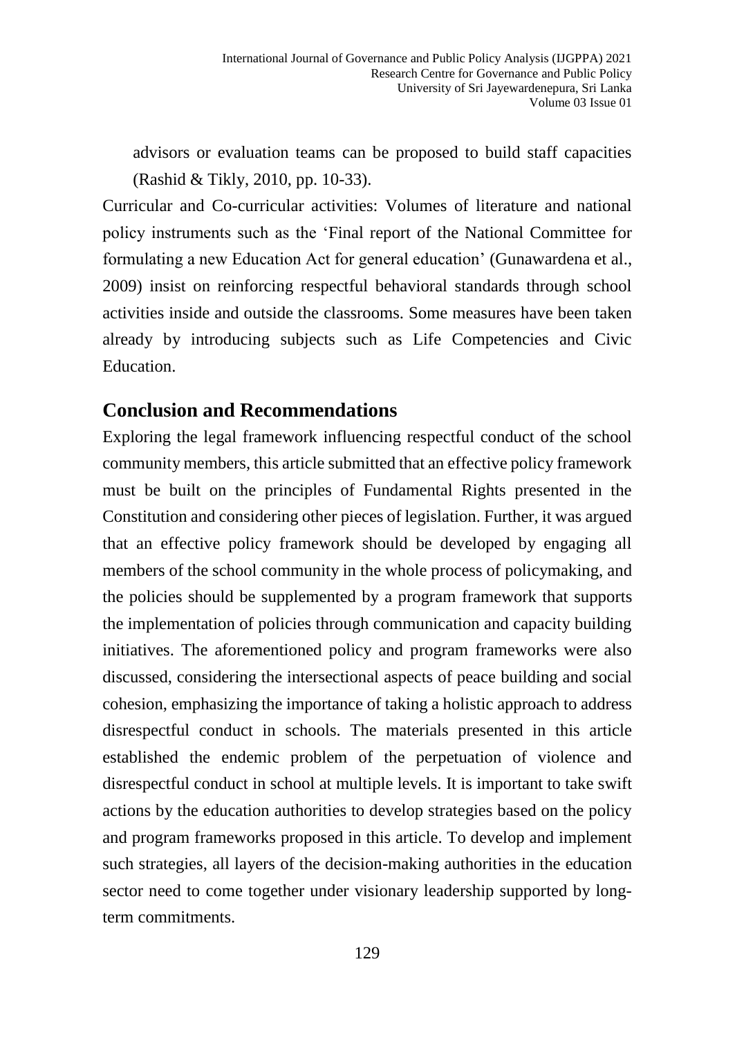advisors or evaluation teams can be proposed to build staff capacities (Rashid & Tikly, 2010, pp. 10-33).

Curricular and Co-curricular activities: Volumes of literature and national policy instruments such as the 'Final report of the National Committee for formulating a new Education Act for general education' (Gunawardena et al., 2009) insist on reinforcing respectful behavioral standards through school activities inside and outside the classrooms. Some measures have been taken already by introducing subjects such as Life Competencies and Civic Education.

## Conclusion and Recommendations

Exploring the legal framework influencing respectful conduct of the school community members, this article submitted that an effective policy framework must be built on the principles of Fundamental Rights presented in the Constitution and considering other pieces of legislation. Further, it was argued that an effective policy framework should be developed by engaging all members of the school community in the whole process of policymaking, and the policies should be supplemented by a program framework that supports the implementation of policies through communication and capacity building initiatives. The aforementioned policy and program frameworks were also discussed, considering the intersectional aspects of peace building and social cohesion, emphasizing the importance of taking a holistic approach to address disrespectful conduct in schools. The materials presented in this article established the endemic problem of the perpetuation of violence and disrespectful conduct in school at multiple levels. It is important to take swift actions by the education authorities to develop strategies based on the policy and program frameworks proposed in this article. To develop and implement such strategies, all layers of the decision-making authorities in the education sector need to come together under visionary leadership supported by long-term commitments.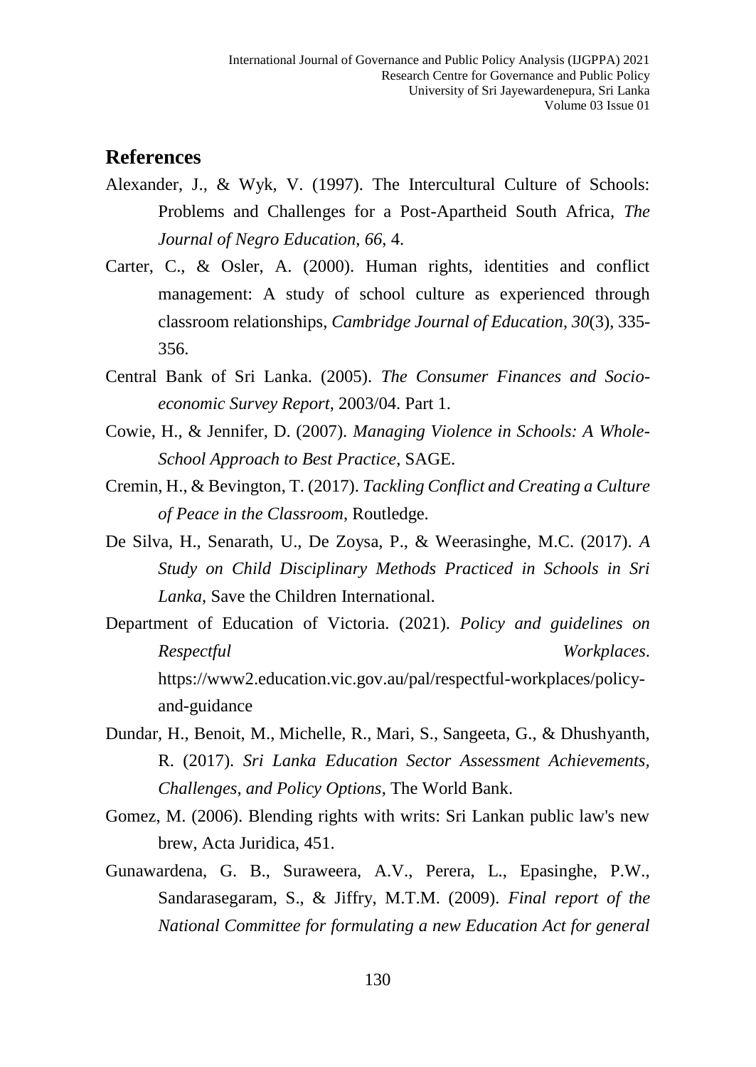## References

Alexander, J., & Wyk, V. (1997). The Intercultural Culture of Schools: Problems and Challenges for a Post-Apartheid South Africa, *The Journal of Negro Education*, *66*, 4.

Carter, C., & Osler, A. (2000). Human rights, identities and conflict management: A study of school culture as experienced through classroom relationships, *Cambridge Journal of Education*, *30*(3), 335-356.

Central Bank of Sri Lanka. (2005). *The Consumer Finances and Socio-economic Survey Report*, 2003/04. Part 1.

Cowie, H., & Jennifer, D. (2007). *Managing Violence in Schools: A Whole-School Approach to Best Practice*, SAGE.

Cremin, H., & Bevington, T. (2017). *Tackling Conflict and Creating a Culture of Peace in the Classroom*, Routledge.

De Silva, H., Senarath, U., De Zoysa, P., & Weerasinghe, M.C. (2017). *A Study on Child Disciplinary Methods Practiced in Schools in Sri Lanka*, Save the Children International.

Department of Education of Victoria. (2021). *Policy and guidelines on Respectful Workplaces*. https://www2.education.vic.gov.au/pal/respectful-workplaces/policy-and-guidance

Dundar, H., Benoit, M., Michelle, R., Mari, S., Sangeeta, G., & Dhushyanth, R. (2017). *Sri Lanka Education Sector Assessment Achievements, Challenges, and Policy Options*, The World Bank.

Gomez, M. (2006). Blending rights with writs: Sri Lankan public law's new brew, Acta Juridica, 451.

Gunawardena, G. B., Suraweera, A.V., Perera, L., Epasinghe, P.W., Sandarasegaram, S., & Jiffry, M.T.M. (2009). *Final report of the National Committee for formulating a new Education Act for general*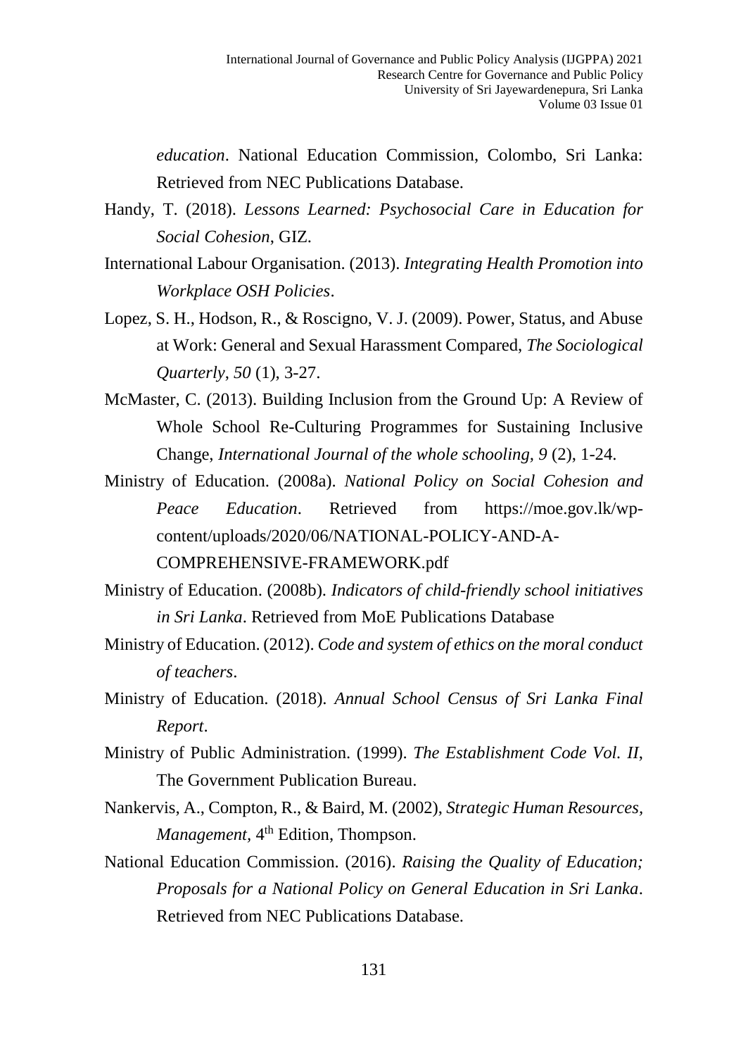*education*. National Education Commission, Colombo, Sri Lanka: Retrieved from NEC Publications Database.

Handy, T. (2018). *Lessons Learned: Psychosocial Care in Education for Social Cohesion*, GIZ.

International Labour Organisation. (2013). *Integrating Health Promotion into Workplace OSH Policies*.

Lopez, S. H., Hodson, R., & Roscigno, V. J. (2009). Power, Status, and Abuse at Work: General and Sexual Harassment Compared, *The Sociological Quarterly*, *50* (1), 3-27.

McMaster, C. (2013). Building Inclusion from the Ground Up: A Review of Whole School Re-Culturing Programmes for Sustaining Inclusive Change, *International Journal of the whole schooling, 9* (2), 1-24.

Ministry of Education. (2008a). *National Policy on Social Cohesion and Peace Education*. Retrieved from https://moe.gov.lk/wp-content/uploads/2020/06/NATIONAL-POLICY-AND-A-COMPREHENSIVE-FRAMEWORK.pdf

Ministry of Education. (2008b). *Indicators of child-friendly school initiatives in Sri Lanka*. Retrieved from MoE Publications Database

Ministry of Education. (2012). *Code and system of ethics on the moral conduct of teachers*.

Ministry of Education. (2018). *Annual School Census of Sri Lanka Final Report*.

Ministry of Public Administration. (1999). *The Establishment Code Vol. II*, The Government Publication Bureau.

Nankervis, A., Compton, R., & Baird, M. (2002), *Strategic Human Resources, Management*, 4th Edition, Thompson.

National Education Commission. (2016). *Raising the Quality of Education; Proposals for a National Policy on General Education in Sri Lanka*. Retrieved from NEC Publications Database.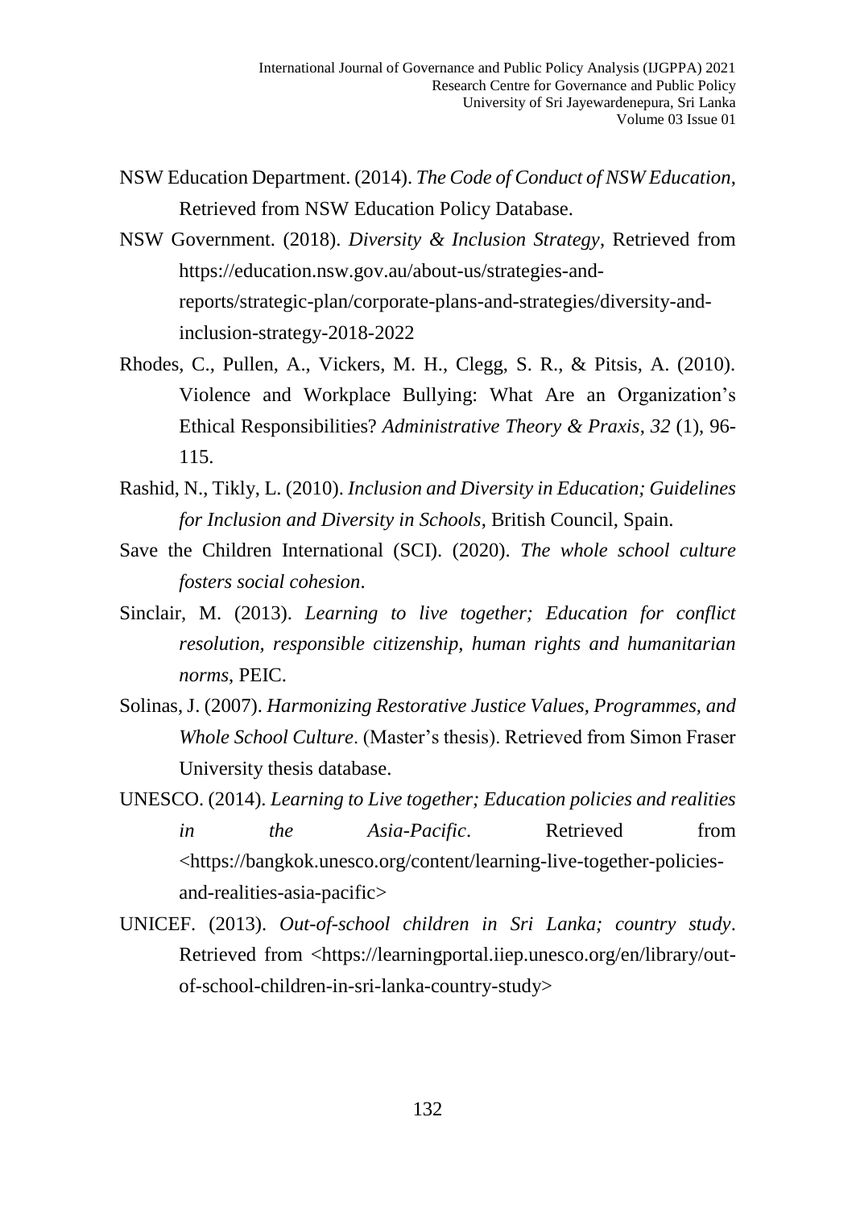NSW Education Department. (2014). *The Code of Conduct of NSW Education*, Retrieved from NSW Education Policy Database.

NSW Government. (2018). *Diversity & Inclusion Strategy*, Retrieved from https://education.nsw.gov.au/about-us/strategies-and-reports/strategic-plan/corporate-plans-and-strategies/diversity-and-inclusion-strategy-2018-2022

Rhodes, C., Pullen, A., Vickers, M. H., Clegg, S. R., & Pitsis, A. (2010). Violence and Workplace Bullying: What Are an Organization's Ethical Responsibilities? *Administrative Theory & Praxis*, *32* (1), 96-115.

Rashid, N., Tikly, L. (2010). *Inclusion and Diversity in Education; Guidelines for Inclusion and Diversity in Schools*, British Council, Spain.

Save the Children International (SCI). (2020). *The whole school culture fosters social cohesion*.

Sinclair, M. (2013). *Learning to live together; Education for conflict resolution, responsible citizenship, human rights and humanitarian norms*, PEIC.

Solinas, J. (2007). *Harmonizing Restorative Justice Values, Programmes, and Whole School Culture*. (Master's thesis). Retrieved from Simon Fraser University thesis database.

UNESCO. (2014). *Learning to Live together; Education policies and realities in the Asia-Pacific*. Retrieved from <https://bangkok.unesco.org/content/learning-live-together-policies-and-realities-asia-pacific>

UNICEF. (2013). *Out-of-school children in Sri Lanka; country study*. Retrieved from <https://learningportal.iiep.unesco.org/en/library/out-of-school-children-in-sri-lanka-country-study>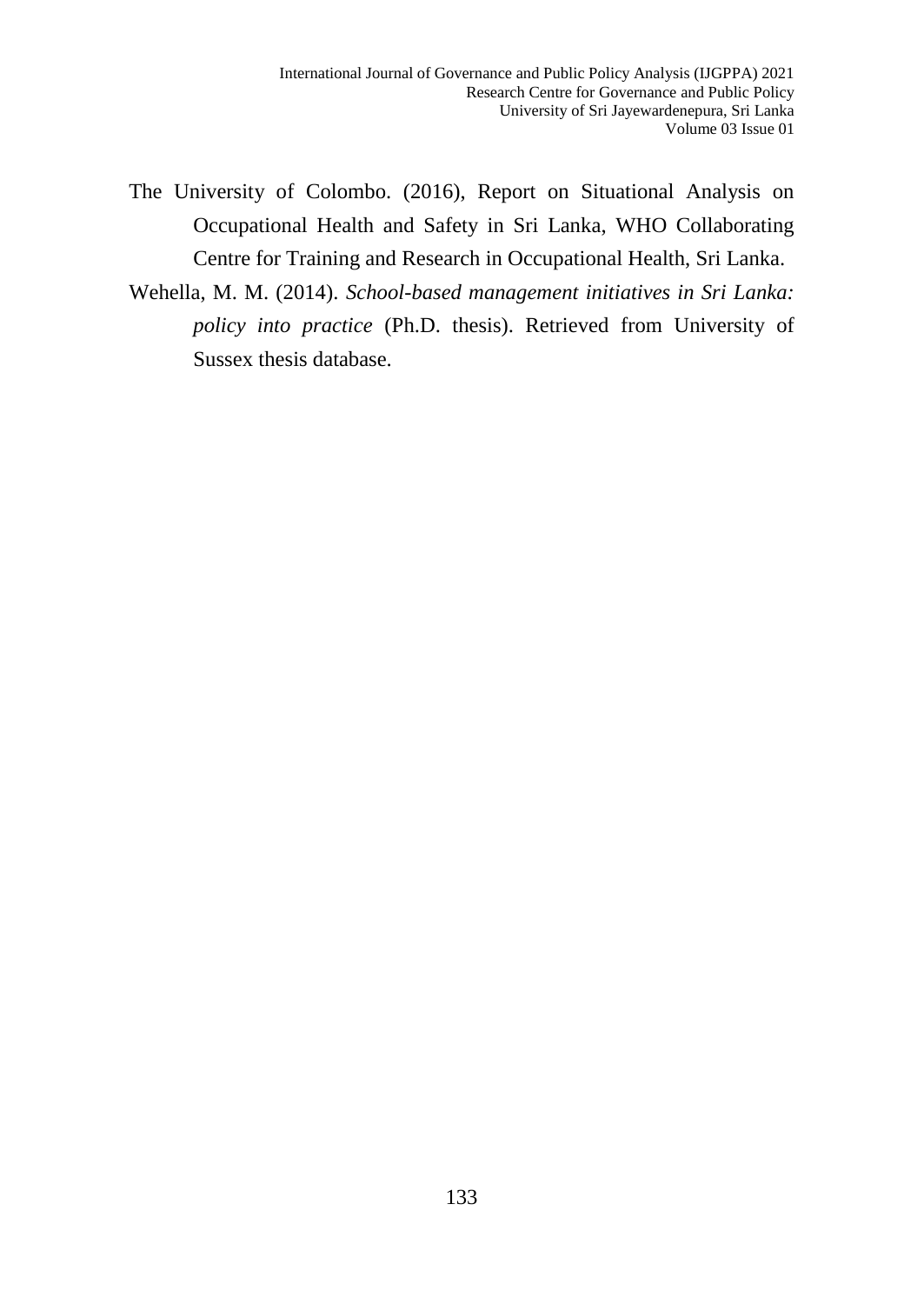The University of Colombo. (2016), Report on Situational Analysis on Occupational Health and Safety in Sri Lanka, WHO Collaborating Centre for Training and Research in Occupational Health, Sri Lanka.

Wehella, M. M. (2014). *School-based management initiatives in Sri Lanka: policy into practice* (Ph.D. thesis). Retrieved from University of Sussex thesis database.